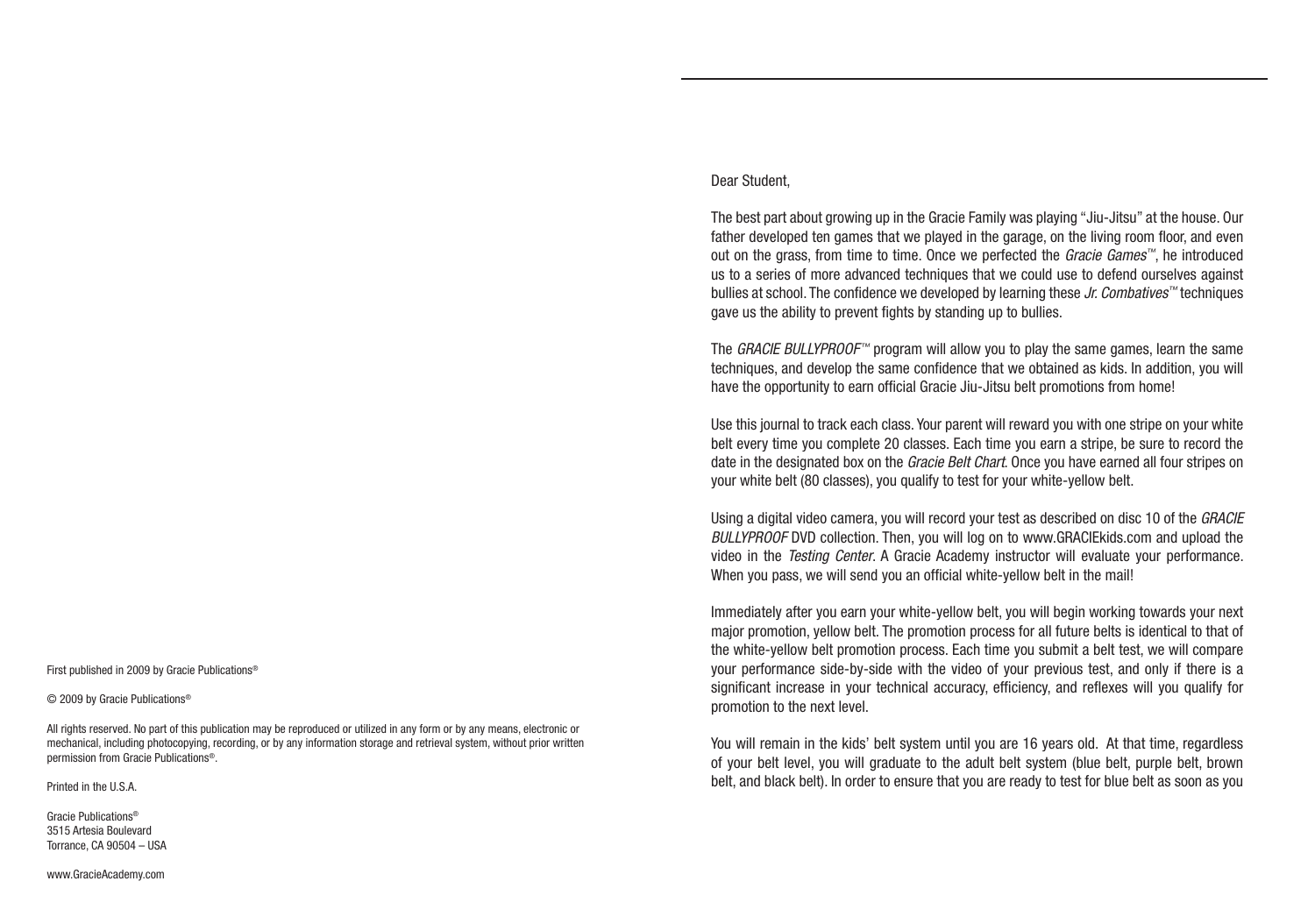First published in 2009 by Gracie Publications®

© 2009 by Gracie Publications®

All rights reserved. No part of this publication may be reproduced or utilized in any form or by any means, electronic or mechanical, including photocopying, recording, or by any information storage and retrieval system, without prior written permission from Gracie Publications®.

Printed in the U.S.A.

Gracie Publications®
3515 Artesia Boulevard
Torrance, CA 90504 – USA

www.GracieAcademy.com

---

Dear Student,

The best part about growing up in the Gracie Family was playing "Jiu-Jitsu" at the house. Our father developed ten games that we played in the garage, on the living room floor, and even out on the grass, from time to time. Once we perfected the *Gracie Games*™, he introduced us to a series of more advanced techniques that we could use to defend ourselves against bullies at school. The confidence we developed by learning these *Jr. Combatives*™ techniques gave us the ability to prevent fights by standing up to bullies.

The *GRACIE BULLYPROOF*™ program will allow you to play the same games, learn the same techniques, and develop the same confidence that we obtained as kids. In addition, you will have the opportunity to earn official Gracie Jiu-Jitsu belt promotions from home!

Use this journal to track each class. Your parent will reward you with one stripe on your white belt every time you complete 20 classes. Each time you earn a stripe, be sure to record the date in the designated box on the *Gracie Belt Chart*. Once you have earned all four stripes on your white belt (80 classes), you qualify to test for your white-yellow belt.

Using a digital video camera, you will record your test as described on disc 10 of the *GRACIE BULLYPROOF* DVD collection. Then, you will log on to www.GRACIEkids.com and upload the video in the *Testing Center*. A Gracie Academy instructor will evaluate your performance. When you pass, we will send you an official white-yellow belt in the mail!

Immediately after you earn your white-yellow belt, you will begin working towards your next major promotion, yellow belt. The promotion process for all future belts is identical to that of the white-yellow belt promotion process. Each time you submit a belt test, we will compare your performance side-by-side with the video of your previous test, and only if there is a significant increase in your technical accuracy, efficiency, and reflexes will you qualify for promotion to the next level.

You will remain in the kids' belt system until you are 16 years old. At that time, regardless of your belt level, you will graduate to the adult belt system (blue belt, purple belt, brown belt, and black belt). In order to ensure that you are ready to test for blue belt as soon as you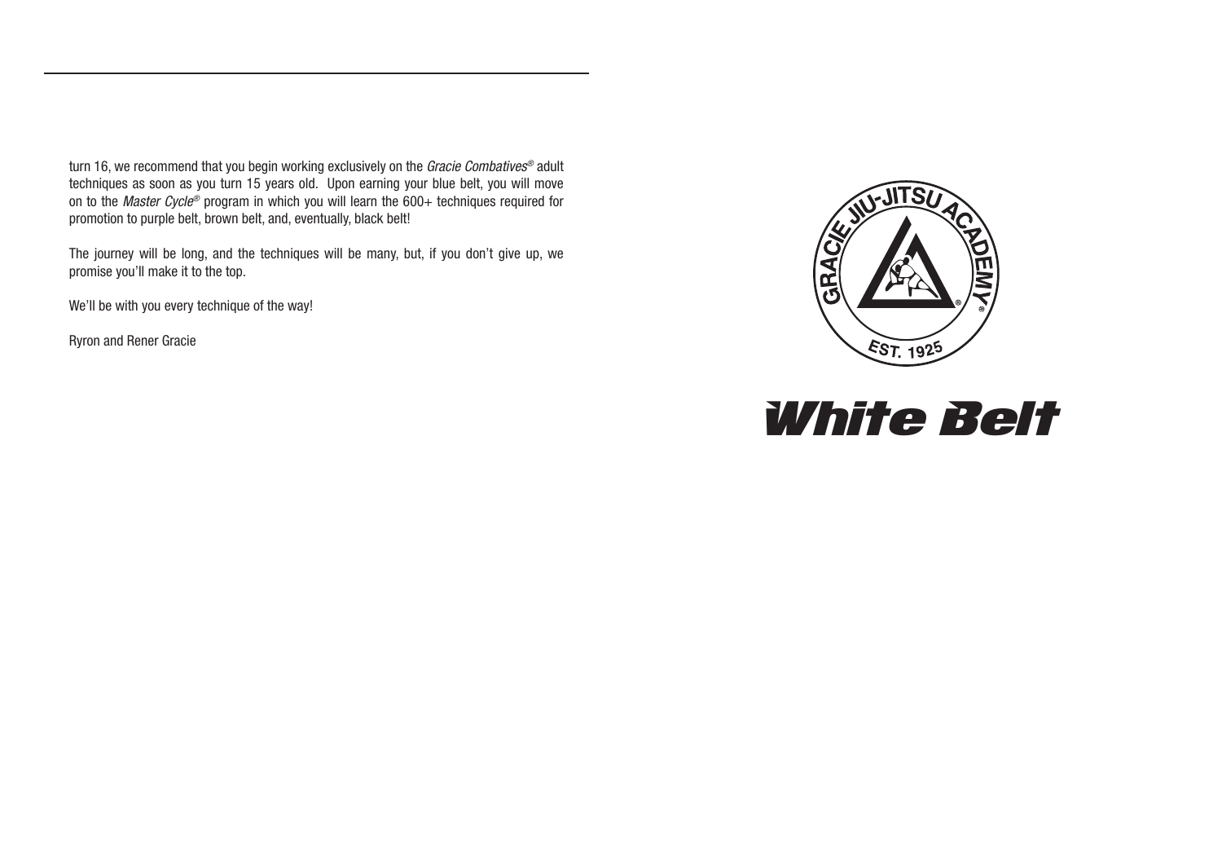turn 16, we recommend that you begin working exclusively on the *Gracie Combatives®* adult techniques as soon as you turn 15 years old. Upon earning your blue belt, you will move on to the *Master Cycle®* program in which you will learn the 600+ techniques required for promotion to purple belt, brown belt, and, eventually, black belt!

The journey will be long, and the techniques will be many, but, if you don't give up, we promise you'll make it to the top.

We'll be with you every technique of the way!

Ryron and Rener Gracie

GRACIE JIU-JITSU ACADEMY®

EST. 1925

# White Belt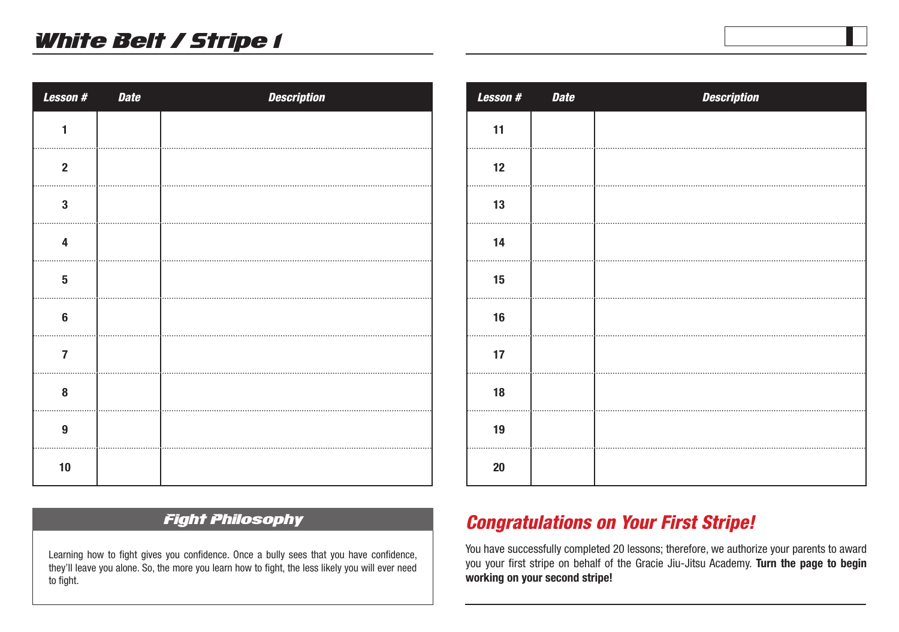# White Belt / Stripe 1

| Lesson # | Date | Description |
|---|---|---|
| 1 | | |
| 2 | | |
| 3 | | |
| 4 | | |
| 5 | | |
| 6 | | |
| 7 | | |
| 8 | | |
| 9 | | |
| 10 | | |

## Fight Philosophy

Learning how to fight gives you confidence. Once a bully sees that you have confidence, they'll leave you alone. So, the more you learn how to fight, the less likely you will ever need to fight.

| Lesson # | Date | Description |
|---|---|---|
| 11 | | |
| 12 | | |
| 13 | | |
| 14 | | |
| 15 | | |
| 16 | | |
| 17 | | |
| 18 | | |
| 19 | | |
| 20 | | |

## Congratulations on Your First Stripe!

You have successfully completed 20 lessons; therefore, we authorize your parents to award you your first stripe on behalf of the Gracie Jiu-Jitsu Academy. **Turn the page to begin working on your second stripe!**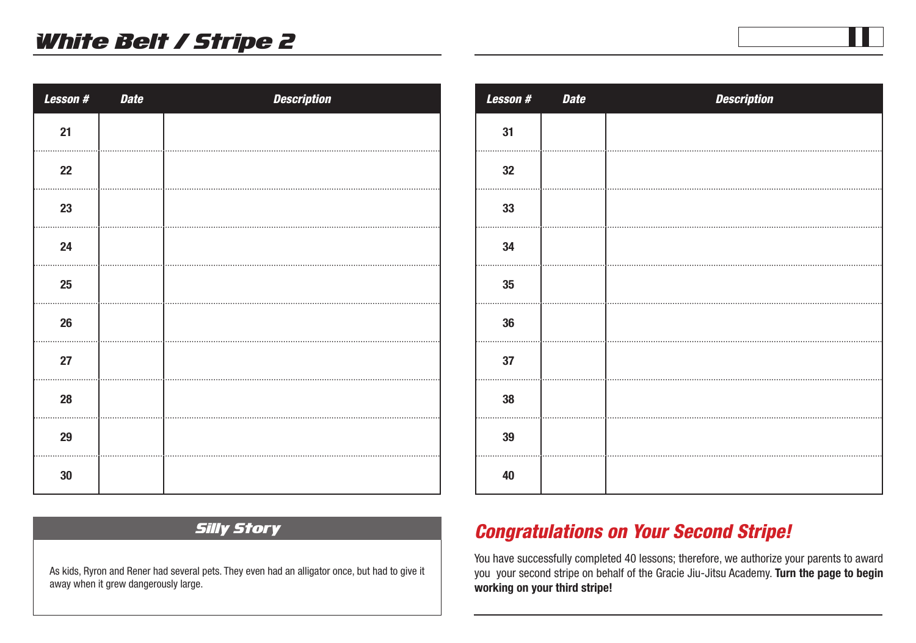# White Belt / Stripe 2

| Lesson # | Date | Description |
| --- | --- | --- |
| 21 | | |
| 22 | | |
| 23 | | |
| 24 | | |
| 25 | | |
| 26 | | |
| 27 | | |
| 28 | | |
| 29 | | |
| 30 | | |

| Lesson # | Date | Description |
| --- | --- | --- |
| 31 | | |
| 32 | | |
| 33 | | |
| 34 | | |
| 35 | | |
| 36 | | |
| 37 | | |
| 38 | | |
| 39 | | |
| 40 | | |

## Silly Story

As kids, Ryron and Rener had several pets. They even had an alligator once, but had to give it away when it grew dangerously large.

## Congratulations on Your Second Stripe!

You have successfully completed 40 lessons; therefore, we authorize your parents to award you your second stripe on behalf of the Gracie Jiu-Jitsu Academy. **Turn the page to begin working on your third stripe!**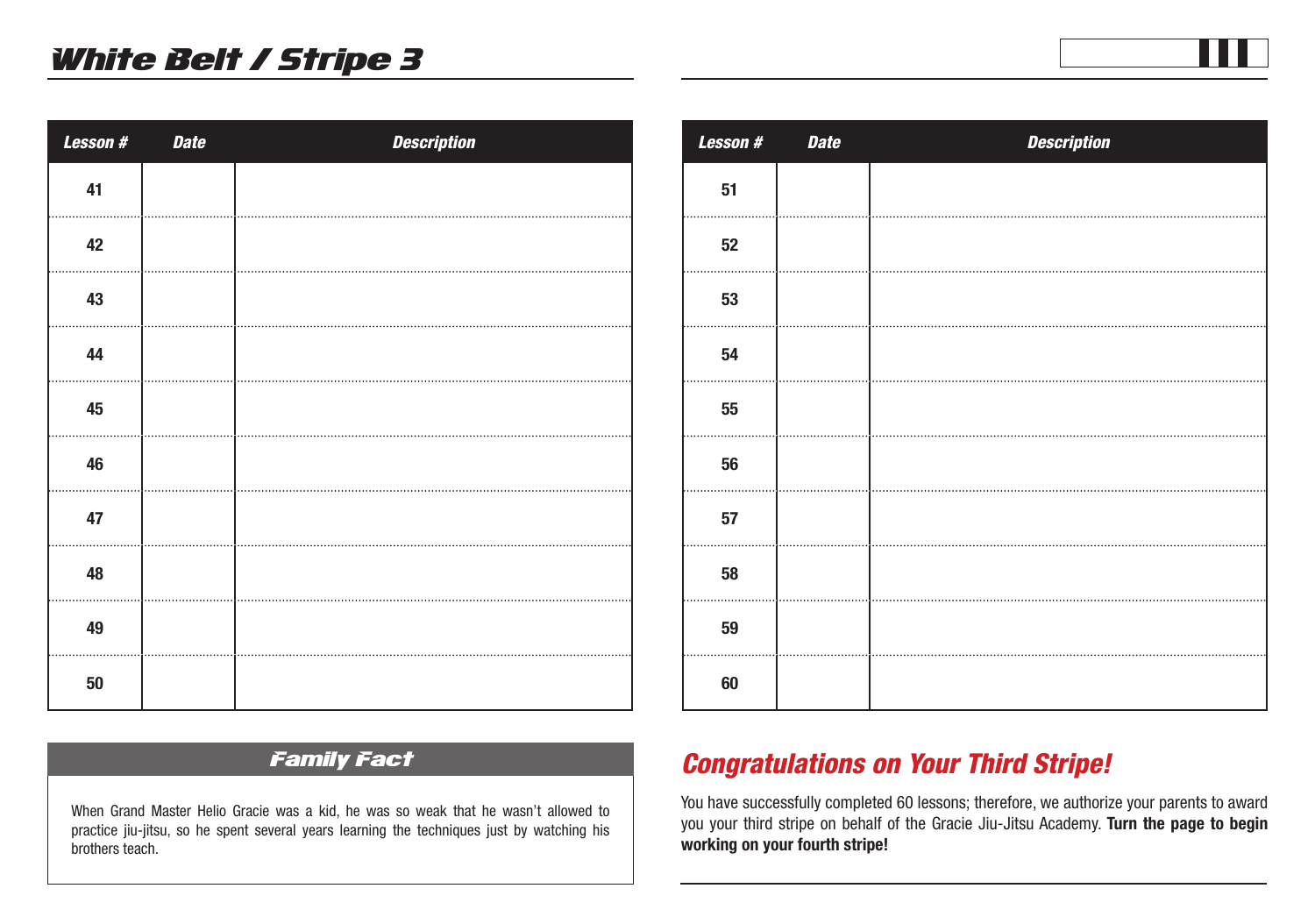# *White Belt / Stripe 3*

| Lesson # | Date | Description |
|---|---|---|
| 41 | | |
| 42 | | |
| 43 | | |
| 44 | | |
| 45 | | |
| 46 | | |
| 47 | | |
| 48 | | |
| 49 | | |
| 50 | | |

| Lesson # | Date | Description |
|---|---|---|
| 51 | | |
| 52 | | |
| 53 | | |
| 54 | | |
| 55 | | |
| 56 | | |
| 57 | | |
| 58 | | |
| 59 | | |
| 60 | | |

### *Family Fact*

When Grand Master Helio Gracie was a kid, he was so weak that he wasn't allowed to practice jiu-jitsu, so he spent several years learning the techniques just by watching his brothers teach.

## *Congratulations on Your Third Stripe!*

You have successfully completed 60 lessons; therefore, we authorize your parents to award you your third stripe on behalf of the Gracie Jiu-Jitsu Academy. **Turn the page to begin working on your fourth stripe!**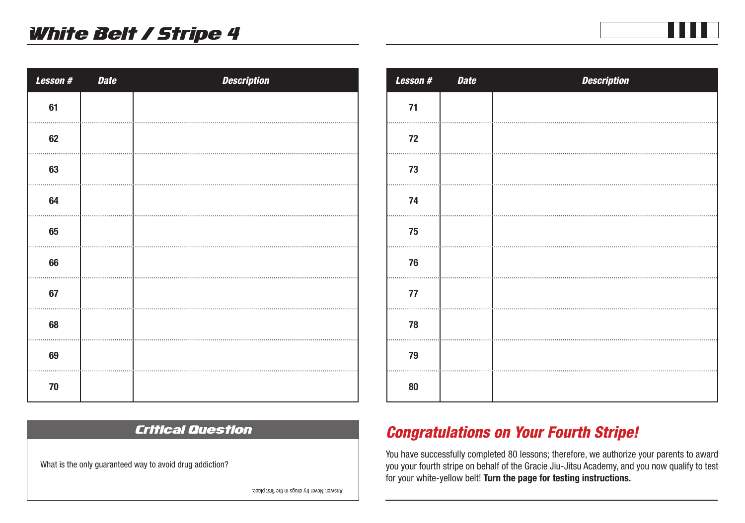# White Belt / Stripe 4

| Lesson # | Date | Description |
|---|---|---|
| 61 | | |
| 62 | | |
| 63 | | |
| 64 | | |
| 65 | | |
| 66 | | |
| 67 | | |
| 68 | | |
| 69 | | |
| 70 | | |

| Lesson # | Date | Description |
|---|---|---|
| 71 | | |
| 72 | | |
| 73 | | |
| 74 | | |
| 75 | | |
| 76 | | |
| 77 | | |
| 78 | | |
| 79 | | |
| 80 | | |

## Critical Question

What is the only guaranteed way to avoid drug addiction?

Answer: Never try drugs in the first place.

## Congratulations on Your Fourth Stripe!

You have successfully completed 80 lessons; therefore, we authorize your parents to award you your fourth stripe on behalf of the Gracie Jiu-Jitsu Academy, and you now qualify to test for your white-yellow belt! **Turn the page for testing instructions.**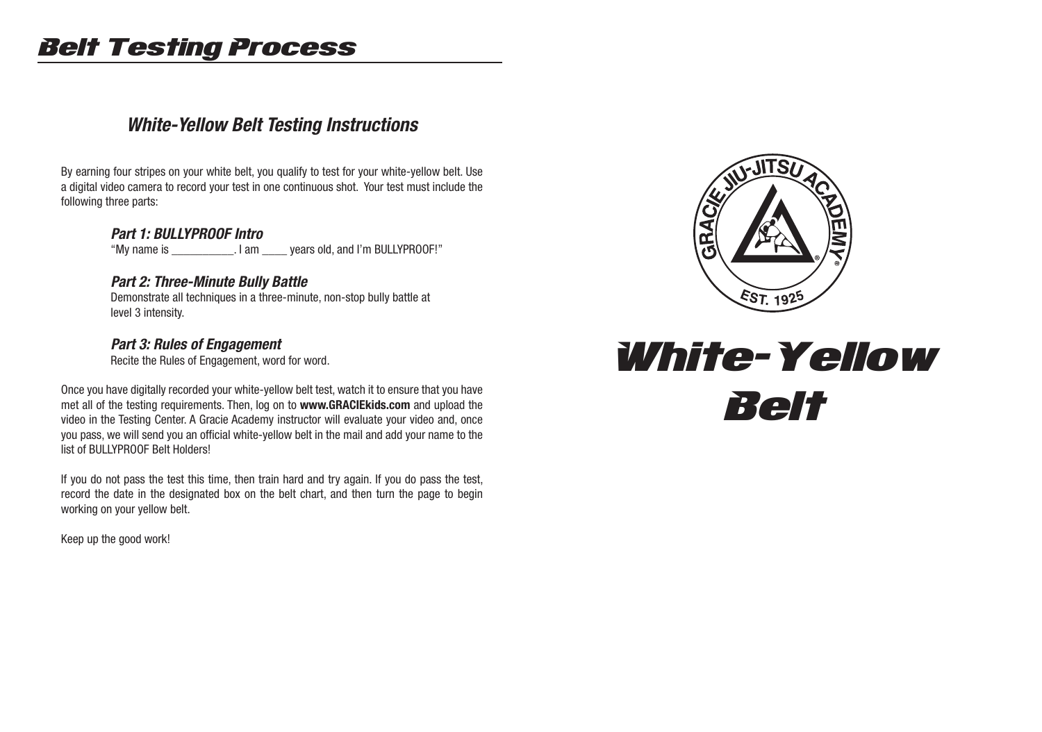# Belt Testing Process

## *White-Yellow Belt Testing Instructions*

By earning four stripes on your white belt, you qualify to test for your white-yellow belt. Use a digital video camera to record your test in one continuous shot. Your test must include the following three parts:

***Part 1: BULLYPROOF Intro***

"My name is ___________. I am _____ years old, and I'm BULLYPROOF!"

***Part 2: Three-Minute Bully Battle***

Demonstrate all techniques in a three-minute, non-stop bully battle at level 3 intensity.

***Part 3: Rules of Engagement***

Recite the Rules of Engagement, word for word.

Once you have digitally recorded your white-yellow belt test, watch it to ensure that you have met all of the testing requirements. Then, log on to **www.GRACIEkids.com** and upload the video in the Testing Center. A Gracie Academy instructor will evaluate your video and, once you pass, we will send you an official white-yellow belt in the mail and add your name to the list of BULLYPROOF Belt Holders!

If you do not pass the test this time, then train hard and try again. If you do pass the test, record the date in the designated box on the belt chart, and then turn the page to begin working on your yellow belt.

Keep up the good work!

GRACIE JIU-JITSU ACADEMY® EST. 1925

# White-Yellow Belt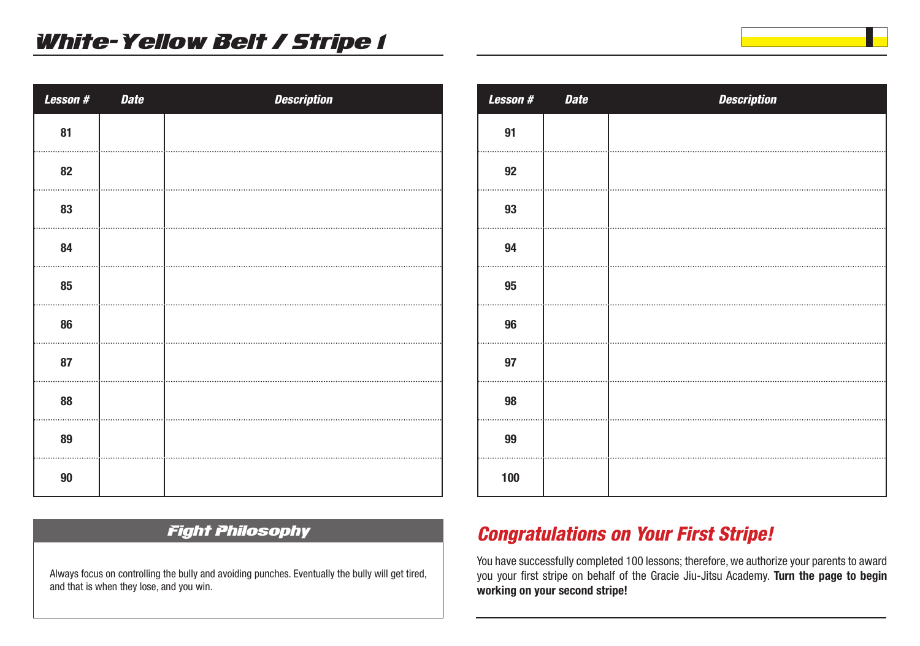# White-Yellow Belt / Stripe 1

| Lesson # | Date | Description |
|---|---|---|
| 81 | | |
| 82 | | |
| 83 | | |
| 84 | | |
| 85 | | |
| 86 | | |
| 87 | | |
| 88 | | |
| 89 | | |
| 90 | | |

| Lesson # | Date | Description |
|---|---|---|
| 91 | | |
| 92 | | |
| 93 | | |
| 94 | | |
| 95 | | |
| 96 | | |
| 97 | | |
| 98 | | |
| 99 | | |
| 100 | | |

## Fight Philosophy

Always focus on controlling the bully and avoiding punches. Eventually the bully will get tired, and that is when they lose, and you win.

## Congratulations on Your First Stripe!

You have successfully completed 100 lessons; therefore, we authorize your parents to award you your first stripe on behalf of the Gracie Jiu-Jitsu Academy. **Turn the page to begin working on your second stripe!**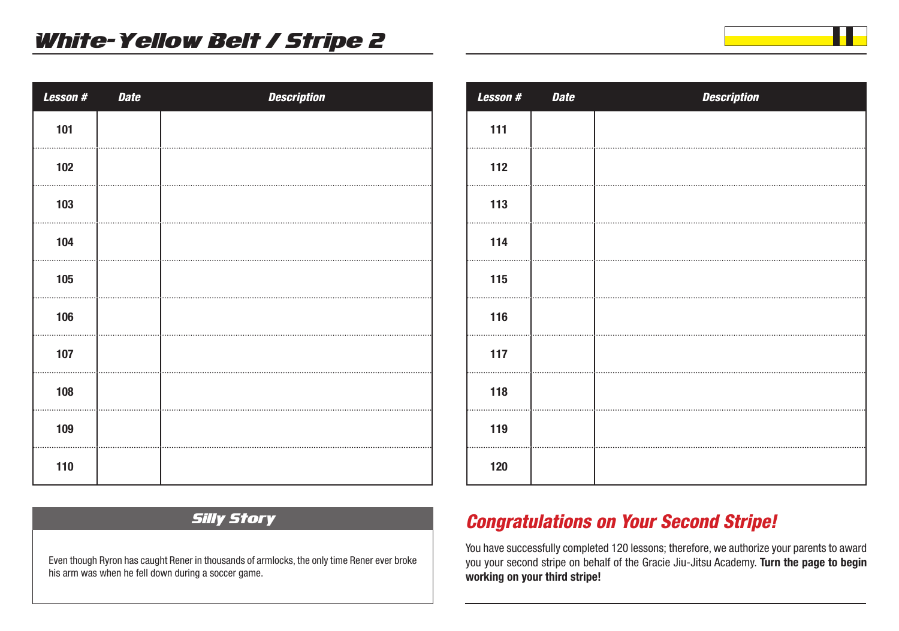# White-Yellow Belt / Stripe 2

| Lesson # | Date | Description |
|---|---|---|
| 101 | | |
| 102 | | |
| 103 | | |
| 104 | | |
| 105 | | |
| 106 | | |
| 107 | | |
| 108 | | |
| 109 | | |
| 110 | | |

| Lesson # | Date | Description |
|---|---|---|
| 111 | | |
| 112 | | |
| 113 | | |
| 114 | | |
| 115 | | |
| 116 | | |
| 117 | | |
| 118 | | |
| 119 | | |
| 120 | | |

### Silly Story

Even though Ryron has caught Rener in thousands of armlocks, the only time Rener ever broke his arm was when he fell down during a soccer game.

## Congratulations on Your Second Stripe!

You have successfully completed 120 lessons; therefore, we authorize your parents to award you your second stripe on behalf of the Gracie Jiu-Jitsu Academy. **Turn the page to begin working on your third stripe!**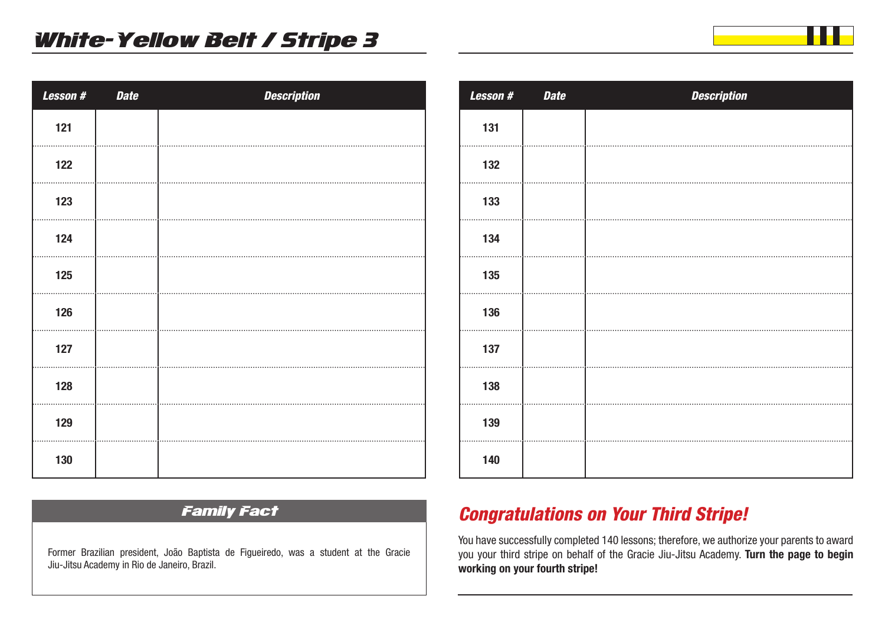# White-Yellow Belt / Stripe 3

| Lesson # | Date | Description |
|---|---|---|
| 121 | | |
| 122 | | |
| 123 | | |
| 124 | | |
| 125 | | |
| 126 | | |
| 127 | | |
| 128 | | |
| 129 | | |
| 130 | | |

| Lesson # | Date | Description |
|---|---|---|
| 131 | | |
| 132 | | |
| 133 | | |
| 134 | | |
| 135 | | |
| 136 | | |
| 137 | | |
| 138 | | |
| 139 | | |
| 140 | | |

### Family Fact

Former Brazilian president, João Baptista de Figueiredo, was a student at the Gracie Jiu-Jitsu Academy in Rio de Janeiro, Brazil.

## Congratulations on Your Third Stripe!

You have successfully completed 140 lessons; therefore, we authorize your parents to award you your third stripe on behalf of the Gracie Jiu-Jitsu Academy. **Turn the page to begin working on your fourth stripe!**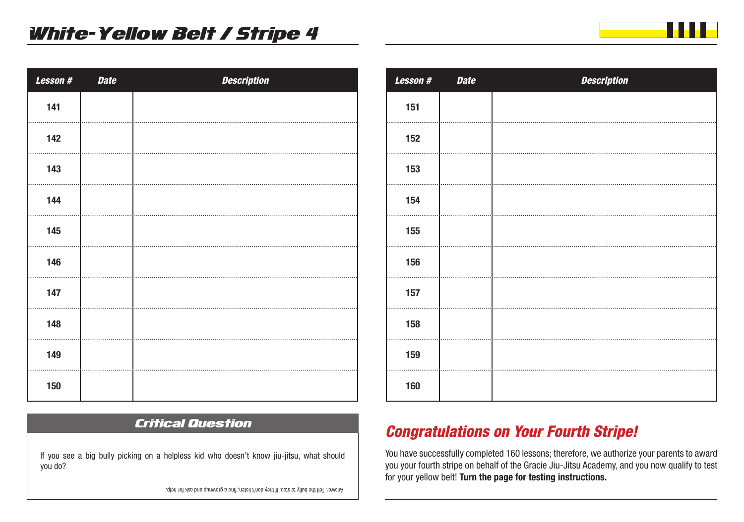# White-Yellow Belt / Stripe 4

| Lesson # | Date | Description |
|---|---|---|
| 141 | | |
| 142 | | |
| 143 | | |
| 144 | | |
| 145 | | |
| 146 | | |
| 147 | | |
| 148 | | |
| 149 | | |
| 150 | | |

| Lesson # | Date | Description |
|---|---|---|
| 151 | | |
| 152 | | |
| 153 | | |
| 154 | | |
| 155 | | |
| 156 | | |
| 157 | | |
| 158 | | |
| 159 | | |
| 160 | | |

## Critical Question

If you see a big bully picking on a helpless kid who doesn't know jiu-jitsu, what should you do?

Answer: Tell the bully to stop. If they don't listen, find a grownup and ask for help.

## Congratulations on Your Fourth Stripe!

You have successfully completed 160 lessons; therefore, we authorize your parents to award you your fourth stripe on behalf of the Gracie Jiu-Jitsu Academy, and you now qualify to test for your yellow belt! **Turn the page for testing instructions.**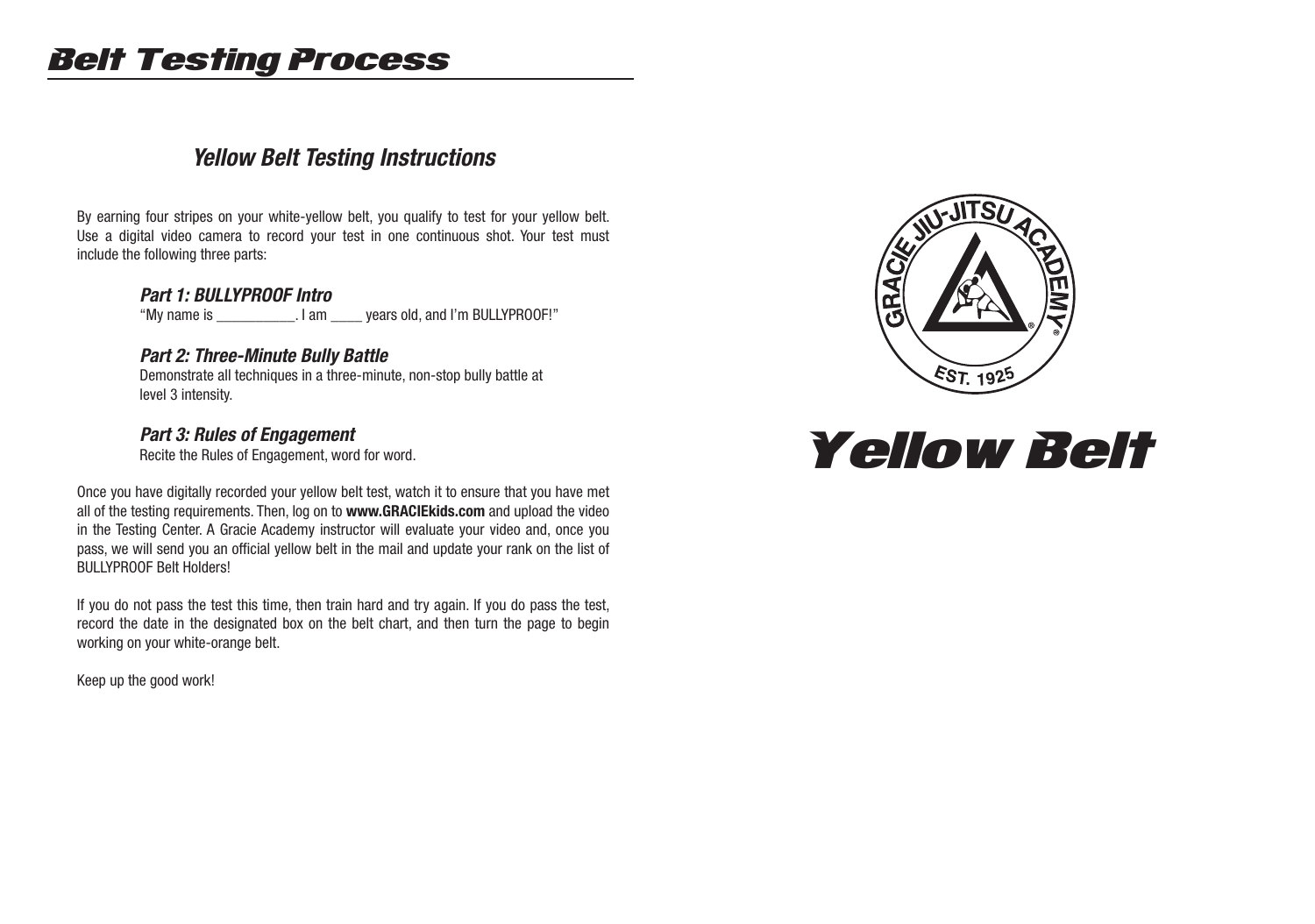# Belt Testing Process

## Yellow Belt Testing Instructions

By earning four stripes on your white-yellow belt, you qualify to test for your yellow belt. Use a digital video camera to record your test in one continuous shot. Your test must include the following three parts:

### *Part 1: BULLYPROOF Intro*

"My name is ___________. I am ____ years old, and I'm BULLYPROOF!"

### *Part 2: Three-Minute Bully Battle*

Demonstrate all techniques in a three-minute, non-stop bully battle at level 3 intensity.

### *Part 3: Rules of Engagement*

Recite the Rules of Engagement, word for word.

Once you have digitally recorded your yellow belt test, watch it to ensure that you have met all of the testing requirements. Then, log on to **www.GRACIEkids.com** and upload the video in the Testing Center. A Gracie Academy instructor will evaluate your video and, once you pass, we will send you an official yellow belt in the mail and update your rank on the list of BULLYPROOF Belt Holders!

If you do not pass the test this time, then train hard and try again. If you do pass the test, record the date in the designated box on the belt chart, and then turn the page to begin working on your white-orange belt.

Keep up the good work!

GRACIE JIU-JITSU ACADEMY® EST. 1925

# Yellow Belt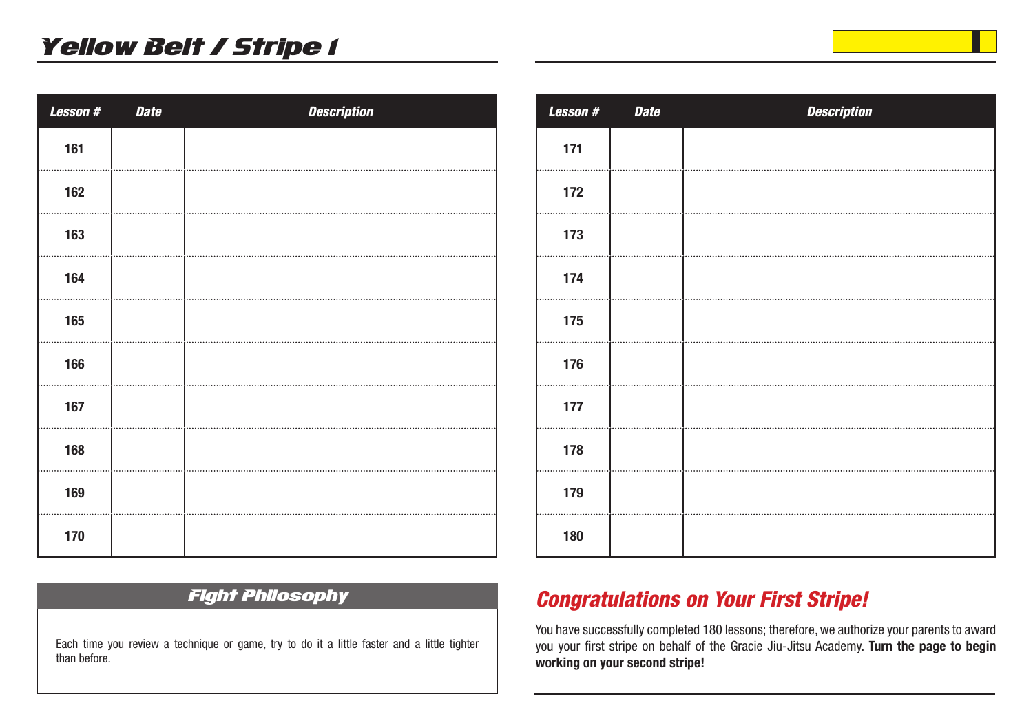# Yellow Belt / Stripe 1

| Lesson # | Date | Description |
|---|---|---|
| 161 | | |
| 162 | | |
| 163 | | |
| 164 | | |
| 165 | | |
| 166 | | |
| 167 | | |
| 168 | | |
| 169 | | |
| 170 | | |

| Lesson # | Date | Description |
|---|---|---|
| 171 | | |
| 172 | | |
| 173 | | |
| 174 | | |
| 175 | | |
| 176 | | |
| 177 | | |
| 178 | | |
| 179 | | |
| 180 | | |

### Fight Philosophy

Each time you review a technique or game, try to do it a little faster and a little tighter than before.

## Congratulations on Your First Stripe!

You have successfully completed 180 lessons; therefore, we authorize your parents to award you your first stripe on behalf of the Gracie Jiu-Jitsu Academy. **Turn the page to begin working on your second stripe!**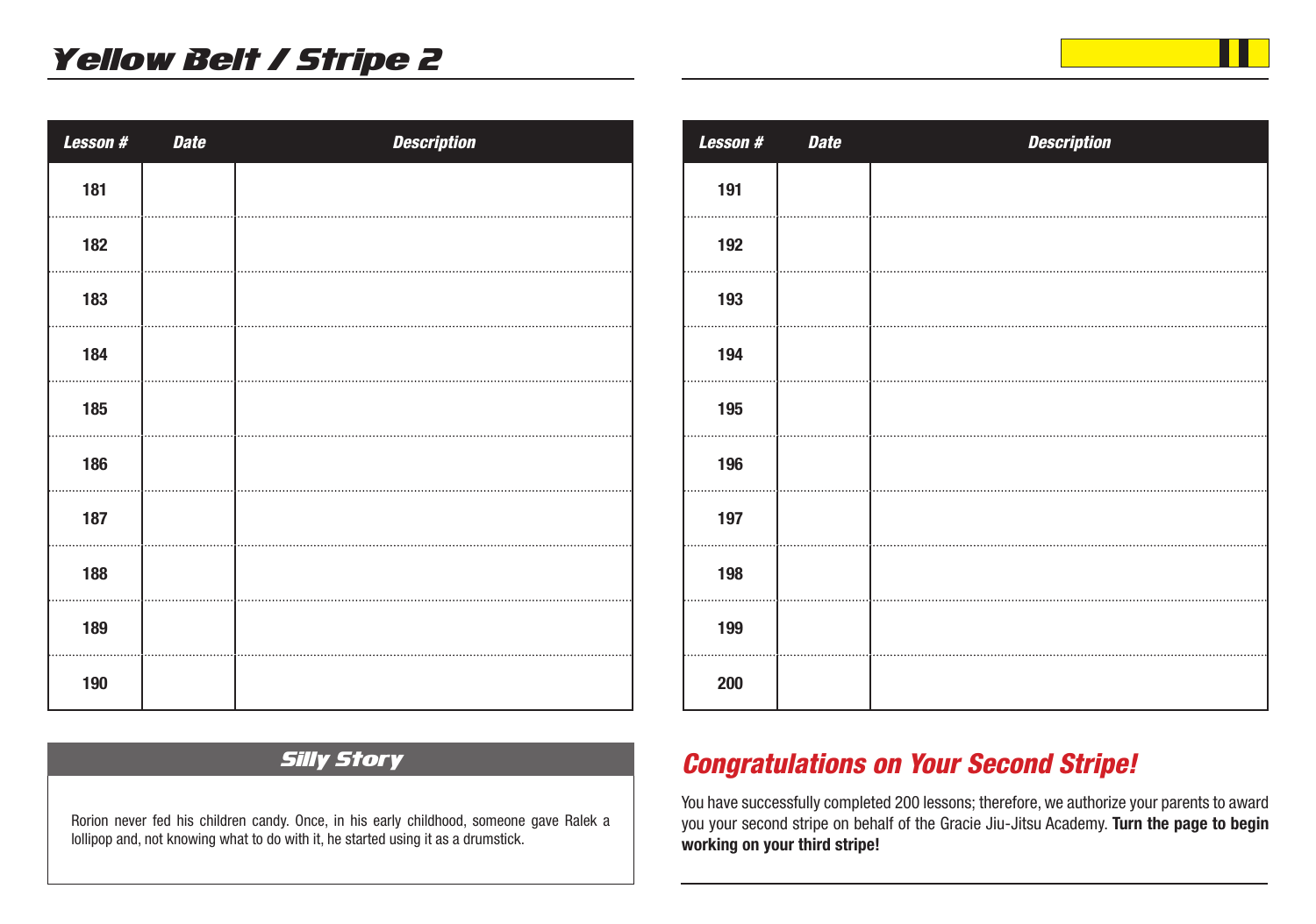# Yellow Belt / Stripe 2

| Lesson # | Date | Description |
|---|---|---|
| 181 | | |
| 182 | | |
| 183 | | |
| 184 | | |
| 185 | | |
| 186 | | |
| 187 | | |
| 188 | | |
| 189 | | |
| 190 | | |

| Lesson # | Date | Description |
|---|---|---|
| 191 | | |
| 192 | | |
| 193 | | |
| 194 | | |
| 195 | | |
| 196 | | |
| 197 | | |
| 198 | | |
| 199 | | |
| 200 | | |

## Silly Story

Rorion never fed his children candy. Once, in his early childhood, someone gave Ralek a lollipop and, not knowing what to do with it, he started using it as a drumstick.

## Congratulations on Your Second Stripe!

You have successfully completed 200 lessons; therefore, we authorize your parents to award you your second stripe on behalf of the Gracie Jiu-Jitsu Academy. **Turn the page to begin working on your third stripe!**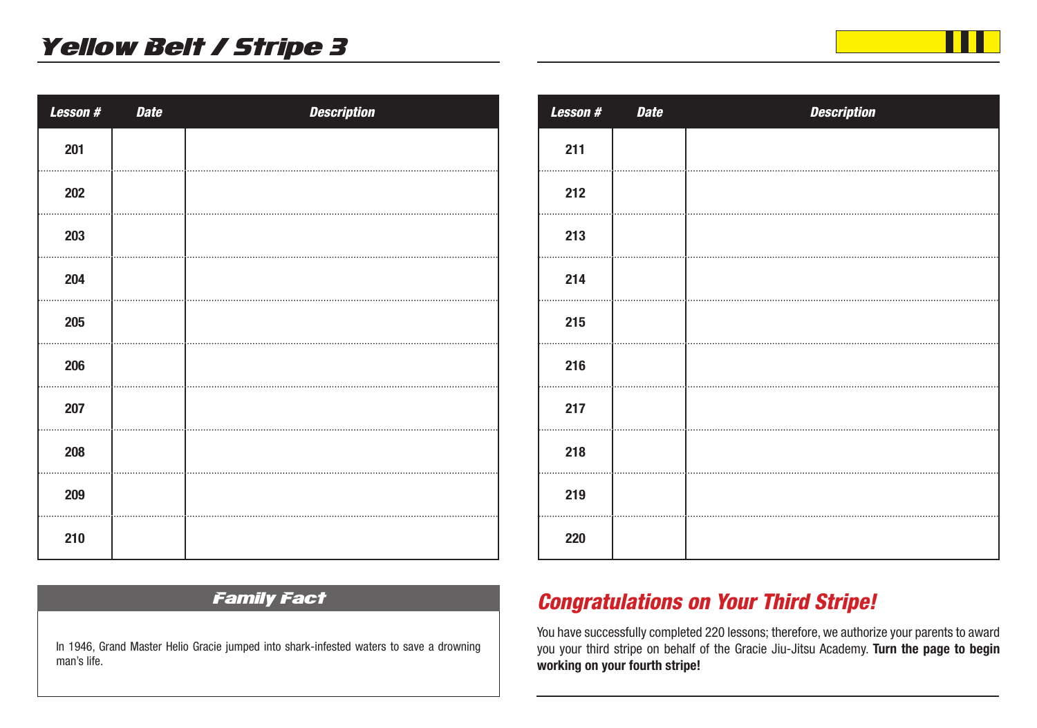# Yellow Belt / Stripe 3

| Lesson # | Date | Description |
|---|---|---|
| 201 | | |
| 202 | | |
| 203 | | |
| 204 | | |
| 205 | | |
| 206 | | |
| 207 | | |
| 208 | | |
| 209 | | |
| 210 | | |

| Lesson # | Date | Description |
|---|---|---|
| 211 | | |
| 212 | | |
| 213 | | |
| 214 | | |
| 215 | | |
| 216 | | |
| 217 | | |
| 218 | | |
| 219 | | |
| 220 | | |

### Family Fact

In 1946, Grand Master Helio Gracie jumped into shark-infested waters to save a drowning man's life.

## Congratulations on Your Third Stripe!

You have successfully completed 220 lessons; therefore, we authorize your parents to award you your third stripe on behalf of the Gracie Jiu-Jitsu Academy. **Turn the page to begin working on your fourth stripe!**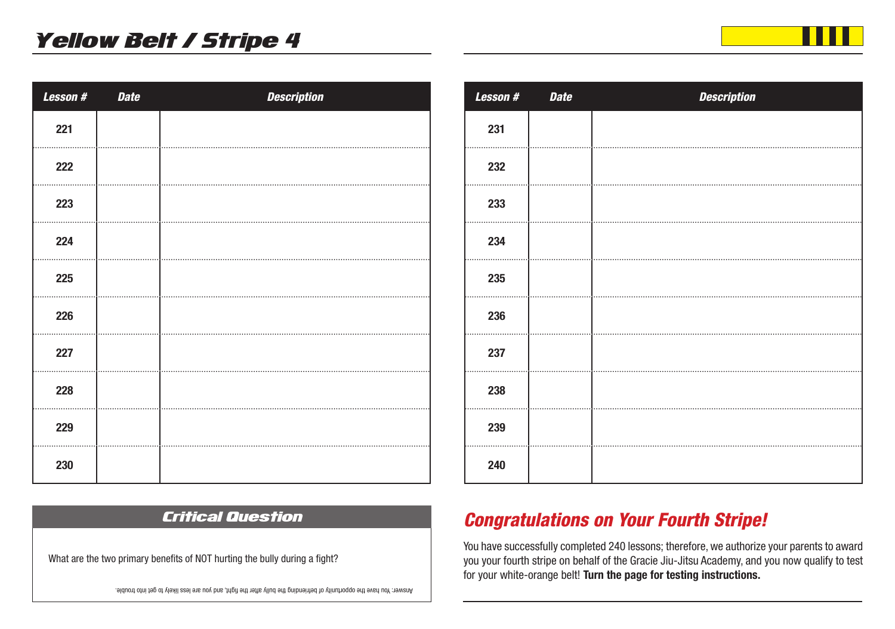# Yellow Belt / Stripe 4

| Lesson # | Date | Description |
|---|---|---|
| 221 | | |
| 222 | | |
| 223 | | |
| 224 | | |
| 225 | | |
| 226 | | |
| 227 | | |
| 228 | | |
| 229 | | |
| 230 | | |

| Lesson # | Date | Description |
|---|---|---|
| 231 | | |
| 232 | | |
| 233 | | |
| 234 | | |
| 235 | | |
| 236 | | |
| 237 | | |
| 238 | | |
| 239 | | |
| 240 | | |

## Critical Question

What are the two primary benefits of NOT hurting the bully during a fight?

Answer: You have the opportunity of befriending the bully after the fight, and you are less likely to get into trouble.

## Congratulations on Your Fourth Stripe!

You have successfully completed 240 lessons; therefore, we authorize your parents to award you your fourth stripe on behalf of the Gracie Jiu-Jitsu Academy, and you now qualify to test for your white-orange belt! **Turn the page for testing instructions.**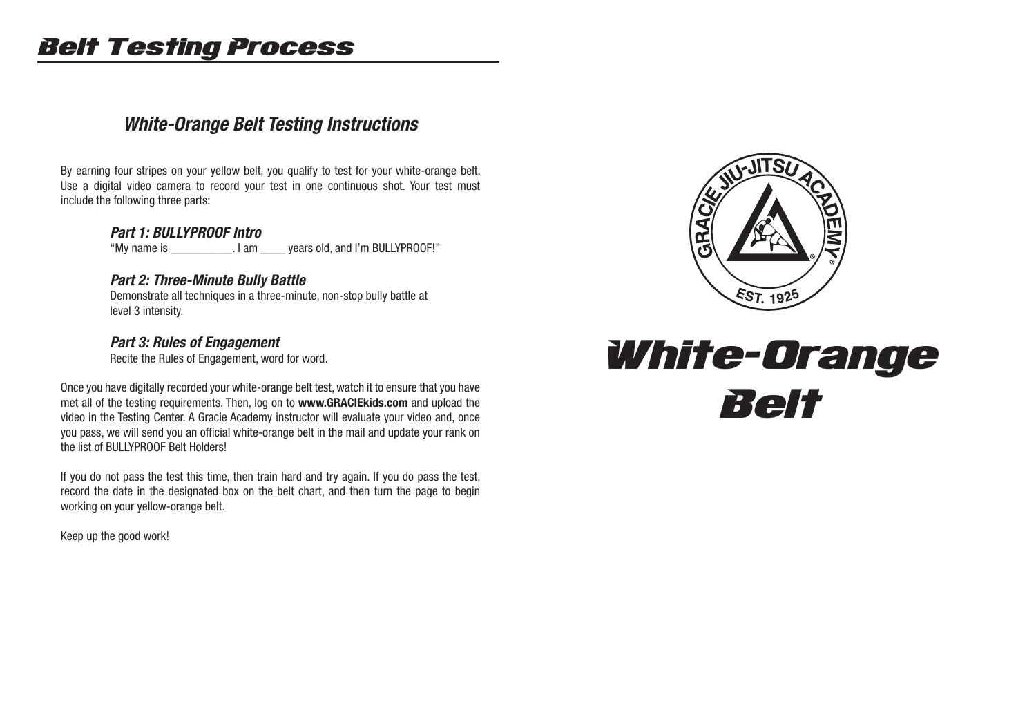# Belt Testing Process

## White-Orange Belt Testing Instructions

By earning four stripes on your yellow belt, you qualify to test for your white-orange belt. Use a digital video camera to record your test in one continuous shot. Your test must include the following three parts:

### *Part 1: BULLYPROOF Intro*

"My name is ___________. I am _____ years old, and I'm BULLYPROOF!"

### *Part 2: Three-Minute Bully Battle*

Demonstrate all techniques in a three-minute, non-stop bully battle at level 3 intensity.

### *Part 3: Rules of Engagement*

Recite the Rules of Engagement, word for word.

Once you have digitally recorded your white-orange belt test, watch it to ensure that you have met all of the testing requirements. Then, log on to **www.GRACIEkids.com** and upload the video in the Testing Center. A Gracie Academy instructor will evaluate your video and, once you pass, we will send you an official white-orange belt in the mail and update your rank on the list of BULLYPROOF Belt Holders!

If you do not pass the test this time, then train hard and try again. If you do pass the test, record the date in the designated box on the belt chart, and then turn the page to begin working on your yellow-orange belt.

Keep up the good work!

GRACIE JIU-JITSU ACADEMY® EST. 1925

# White-Orange Belt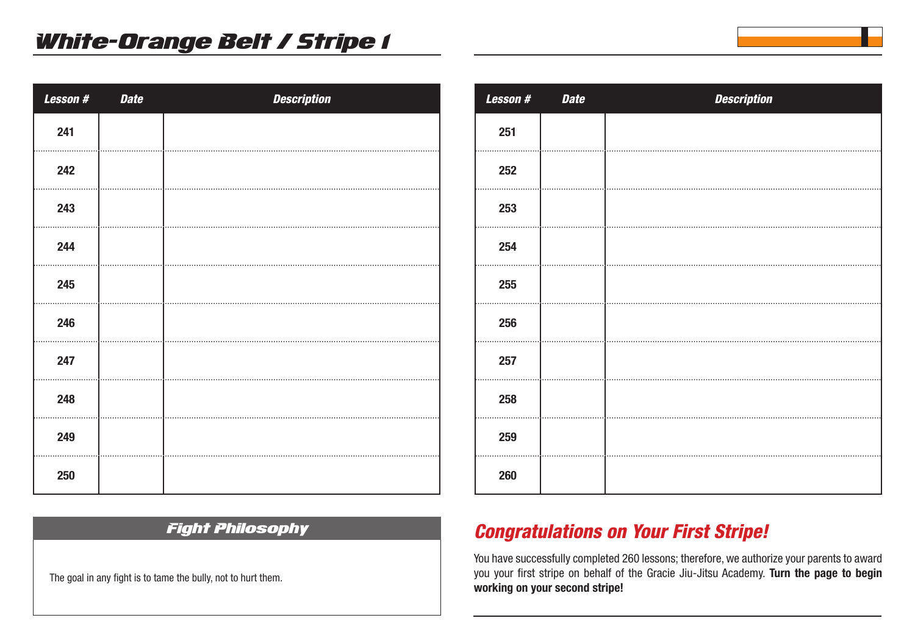# White-Orange Belt / Stripe 1

| Lesson # | Date | Description |
|---|---|---|
| 241 | | |
| 242 | | |
| 243 | | |
| 244 | | |
| 245 | | |
| 246 | | |
| 247 | | |
| 248 | | |
| 249 | | |
| 250 | | |

| Lesson # | Date | Description |
|---|---|---|
| 251 | | |
| 252 | | |
| 253 | | |
| 254 | | |
| 255 | | |
| 256 | | |
| 257 | | |
| 258 | | |
| 259 | | |
| 260 | | |

### Fight Philosophy

The goal in any fight is to tame the bully, not to hurt them.

## Congratulations on Your First Stripe!

You have successfully completed 260 lessons; therefore, we authorize your parents to award you your first stripe on behalf of the Gracie Jiu-Jitsu Academy. **Turn the page to begin working on your second stripe!**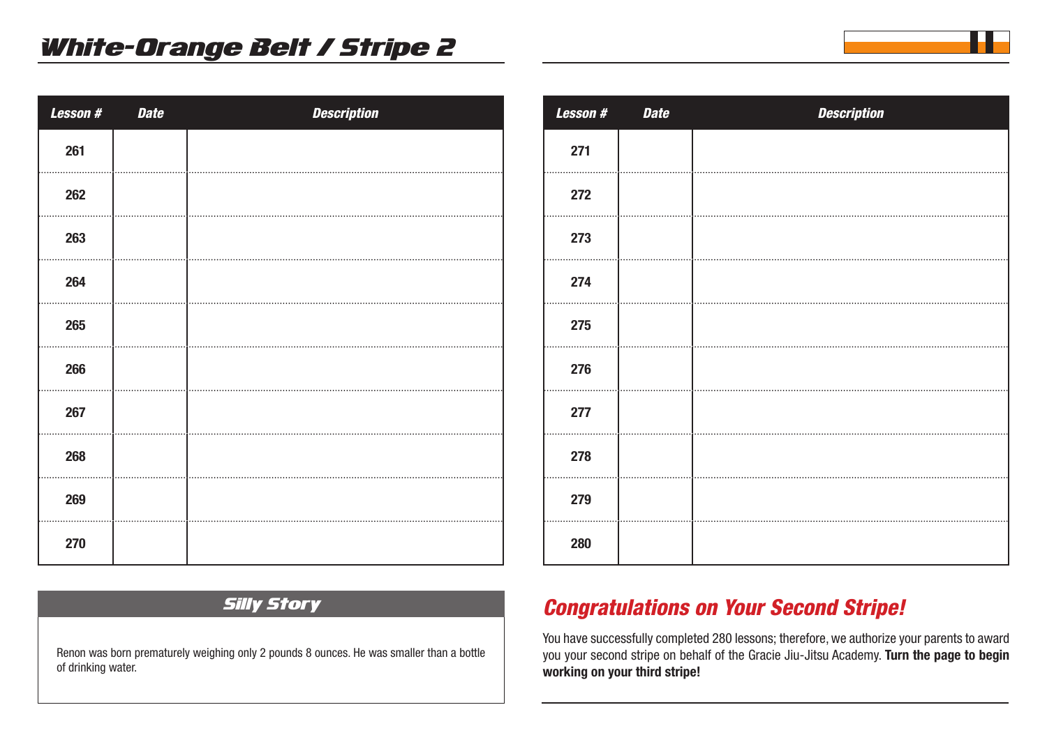# White-Orange Belt / Stripe 2

| Lesson # | Date | Description |
|---|---|---|
| 261 | | |
| 262 | | |
| 263 | | |
| 264 | | |
| 265 | | |
| 266 | | |
| 267 | | |
| 268 | | |
| 269 | | |
| 270 | | |

| Lesson # | Date | Description |
|---|---|---|
| 271 | | |
| 272 | | |
| 273 | | |
| 274 | | |
| 275 | | |
| 276 | | |
| 277 | | |
| 278 | | |
| 279 | | |
| 280 | | |

### Silly Story

Renon was born prematurely weighing only 2 pounds 8 ounces. He was smaller than a bottle of drinking water.

## Congratulations on Your Second Stripe!

You have successfully completed 280 lessons; therefore, we authorize your parents to award you your second stripe on behalf of the Gracie Jiu-Jitsu Academy. **Turn the page to begin working on your third stripe!**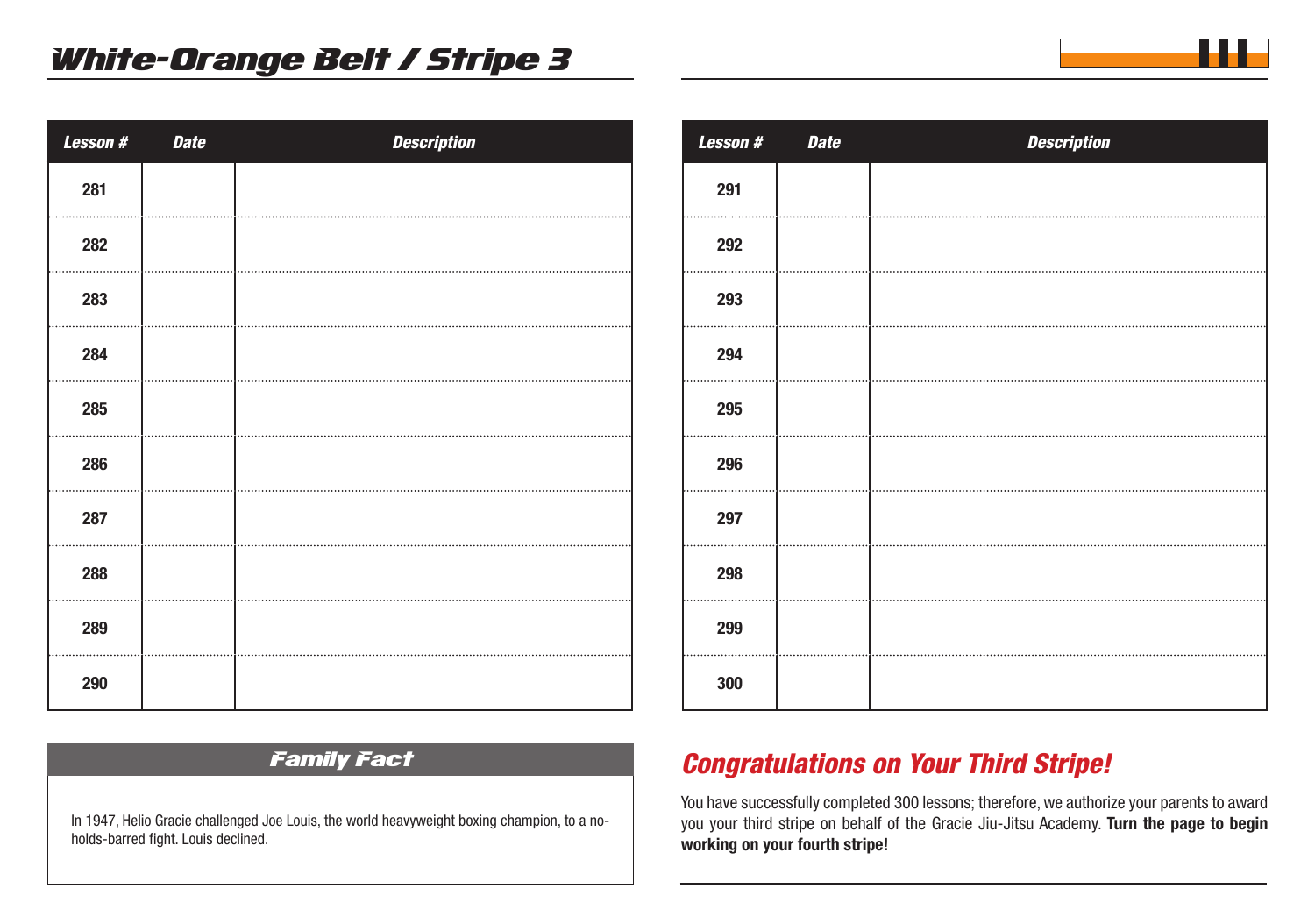# White-Orange Belt / Stripe 3

| Lesson # | Date | Description |
|---|---|---|
| 281 | | |
| 282 | | |
| 283 | | |
| 284 | | |
| 285 | | |
| 286 | | |
| 287 | | |
| 288 | | |
| 289 | | |
| 290 | | |

| Lesson # | Date | Description |
|---|---|---|
| 291 | | |
| 292 | | |
| 293 | | |
| 294 | | |
| 295 | | |
| 296 | | |
| 297 | | |
| 298 | | |
| 299 | | |
| 300 | | |

### Family Fact

In 1947, Helio Gracie challenged Joe Louis, the world heavyweight boxing champion, to a no-holds-barred fight. Louis declined.

## Congratulations on Your Third Stripe!

You have successfully completed 300 lessons; therefore, we authorize your parents to award you your third stripe on behalf of the Gracie Jiu-Jitsu Academy. **Turn the page to begin working on your fourth stripe!**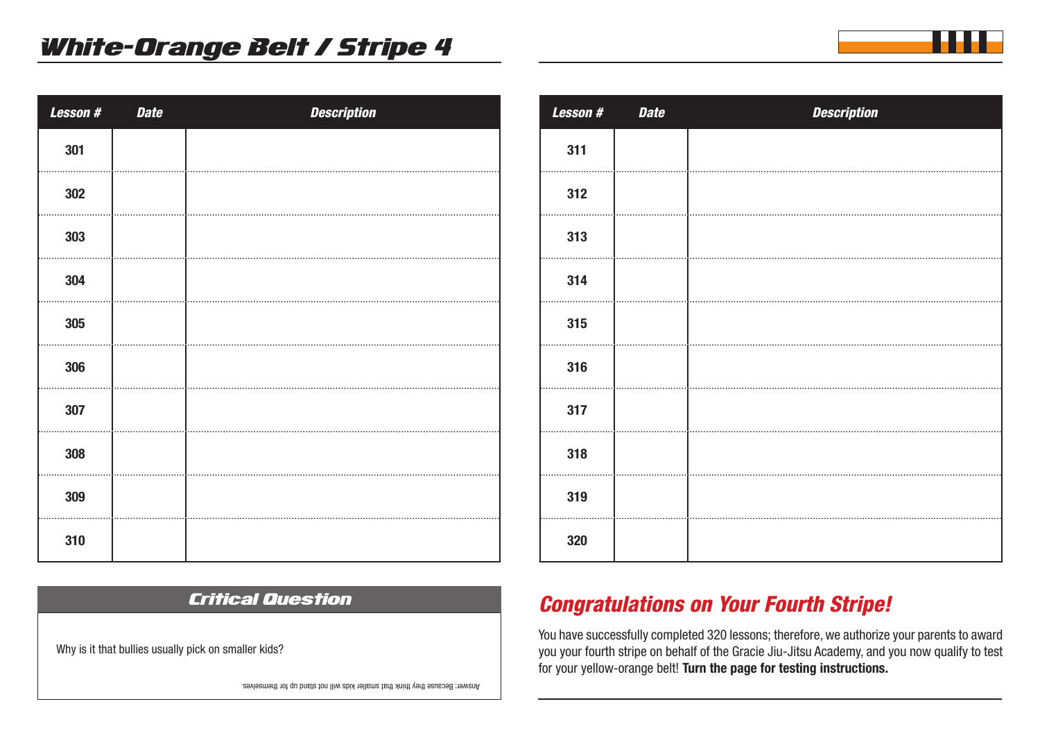# White-Orange Belt / Stripe 4

| Lesson # | Date | Description |
|---|---|---|
| 301 | | |
| 302 | | |
| 303 | | |
| 304 | | |
| 305 | | |
| 306 | | |
| 307 | | |
| 308 | | |
| 309 | | |
| 310 | | |

| Lesson # | Date | Description |
|---|---|---|
| 311 | | |
| 312 | | |
| 313 | | |
| 314 | | |
| 315 | | |
| 316 | | |
| 317 | | |
| 318 | | |
| 319 | | |
| 320 | | |

## Critical Question

Why is it that bullies usually pick on smaller kids?

Answer: Because they think that smaller kids will not stand up for themselves.

## Congratulations on Your Fourth Stripe!

You have successfully completed 320 lessons; therefore, we authorize your parents to award you your fourth stripe on behalf of the Gracie Jiu-Jitsu Academy, and you now qualify to test for your yellow-orange belt! **Turn the page for testing instructions.**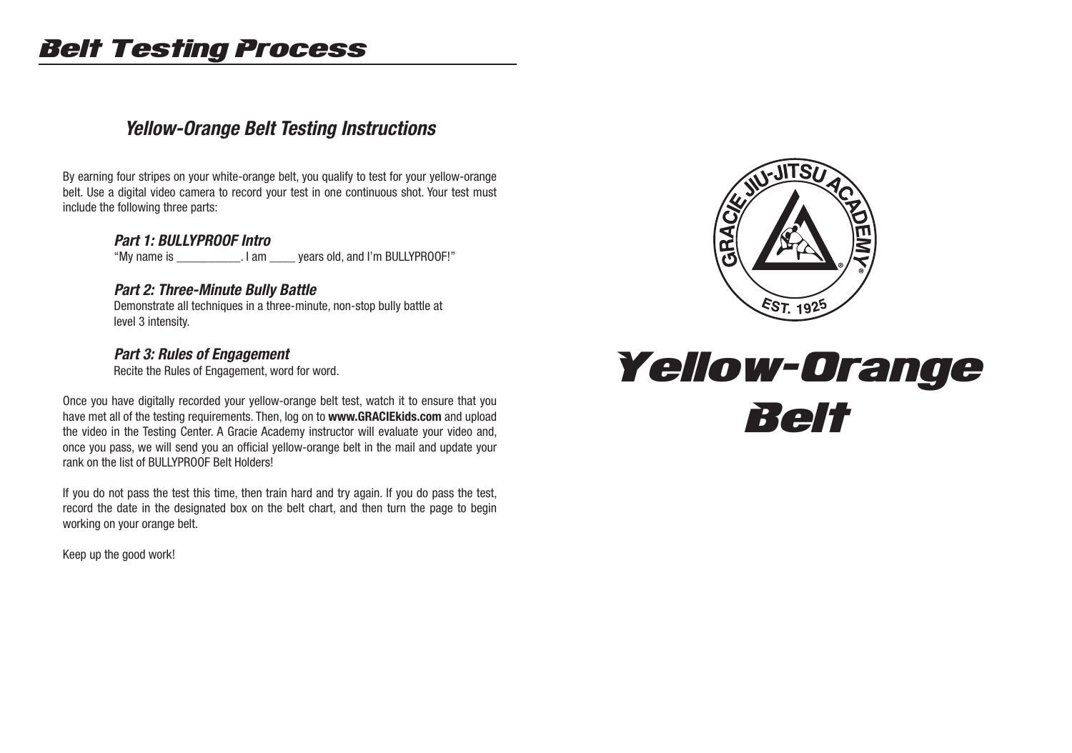# Belt Testing Process

## *Yellow-Orange Belt Testing Instructions*

By earning four stripes on your white-orange belt, you qualify to test for your yellow-orange belt. Use a digital video camera to record your test in one continuous shot. Your test must include the following three parts:

### *Part 1: BULLYPROOF Intro*

"My name is ___________. I am _____ years old, and I'm BULLYPROOF!"

### *Part 2: Three-Minute Bully Battle*

Demonstrate all techniques in a three-minute, non-stop bully battle at level 3 intensity.

### *Part 3: Rules of Engagement*

Recite the Rules of Engagement, word for word.

Once you have digitally recorded your yellow-orange belt test, watch it to ensure that you have met all of the testing requirements. Then, log on to **www.GRACIEkids.com** and upload the video in the Testing Center. A Gracie Academy instructor will evaluate your video and, once you pass, we will send you an official yellow-orange belt in the mail and update your rank on the list of BULLYPROOF Belt Holders!

If you do not pass the test this time, then train hard and try again. If you do pass the test, record the date in the designated box on the belt chart, and then turn the page to begin working on your orange belt.

Keep up the good work!

GRACIE JIU-JITSU ACADEMY® EST. 1925

# Yellow-Orange Belt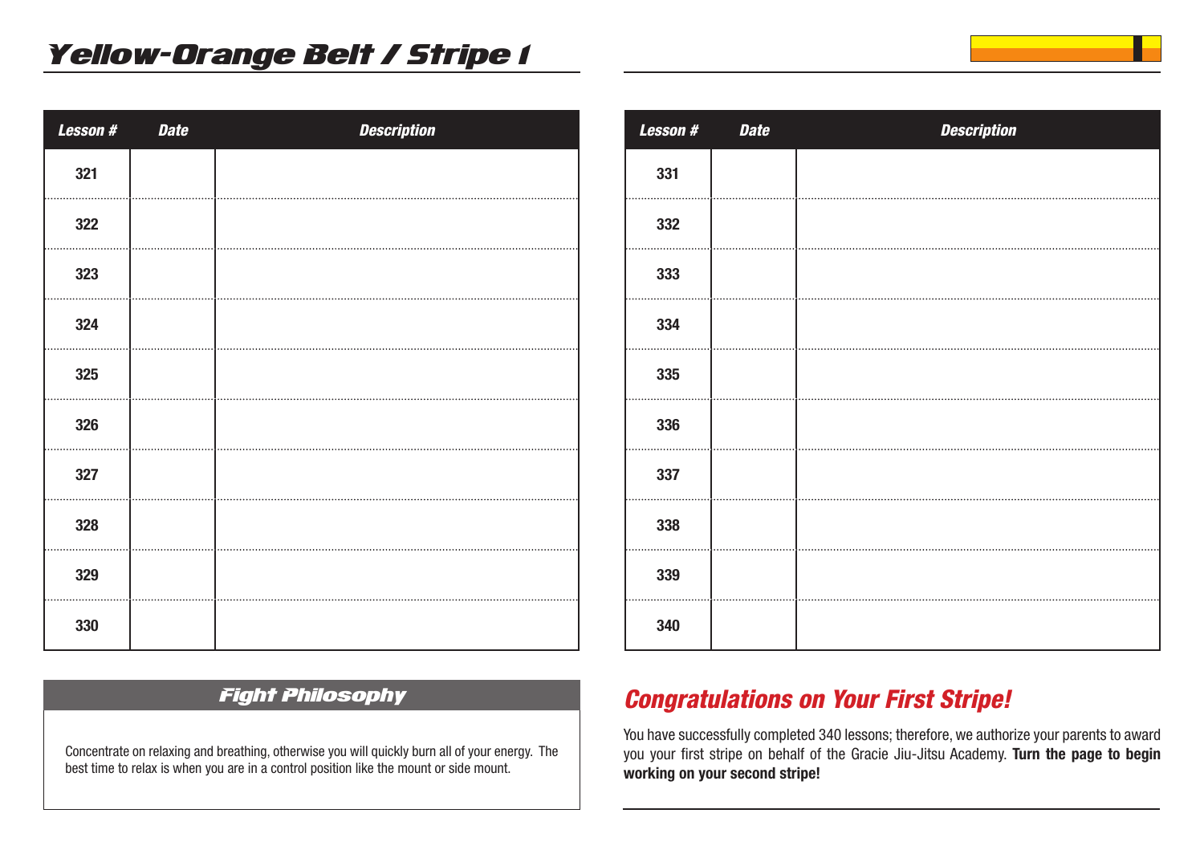# Yellow-Orange Belt / Stripe 1

| Lesson # | Date | Description |
|---|---|---|
| 321 | | |
| 322 | | |
| 323 | | |
| 324 | | |
| 325 | | |
| 326 | | |
| 327 | | |
| 328 | | |
| 329 | | |
| 330 | | |

| Lesson # | Date | Description |
|---|---|---|
| 331 | | |
| 332 | | |
| 333 | | |
| 334 | | |
| 335 | | |
| 336 | | |
| 337 | | |
| 338 | | |
| 339 | | |
| 340 | | |

## Fight Philosophy

Concentrate on relaxing and breathing, otherwise you will quickly burn all of your energy. The best time to relax is when you are in a control position like the mount or side mount.

## Congratulations on Your First Stripe!

You have successfully completed 340 lessons; therefore, we authorize your parents to award you your first stripe on behalf of the Gracie Jiu-Jitsu Academy. **Turn the page to begin working on your second stripe!**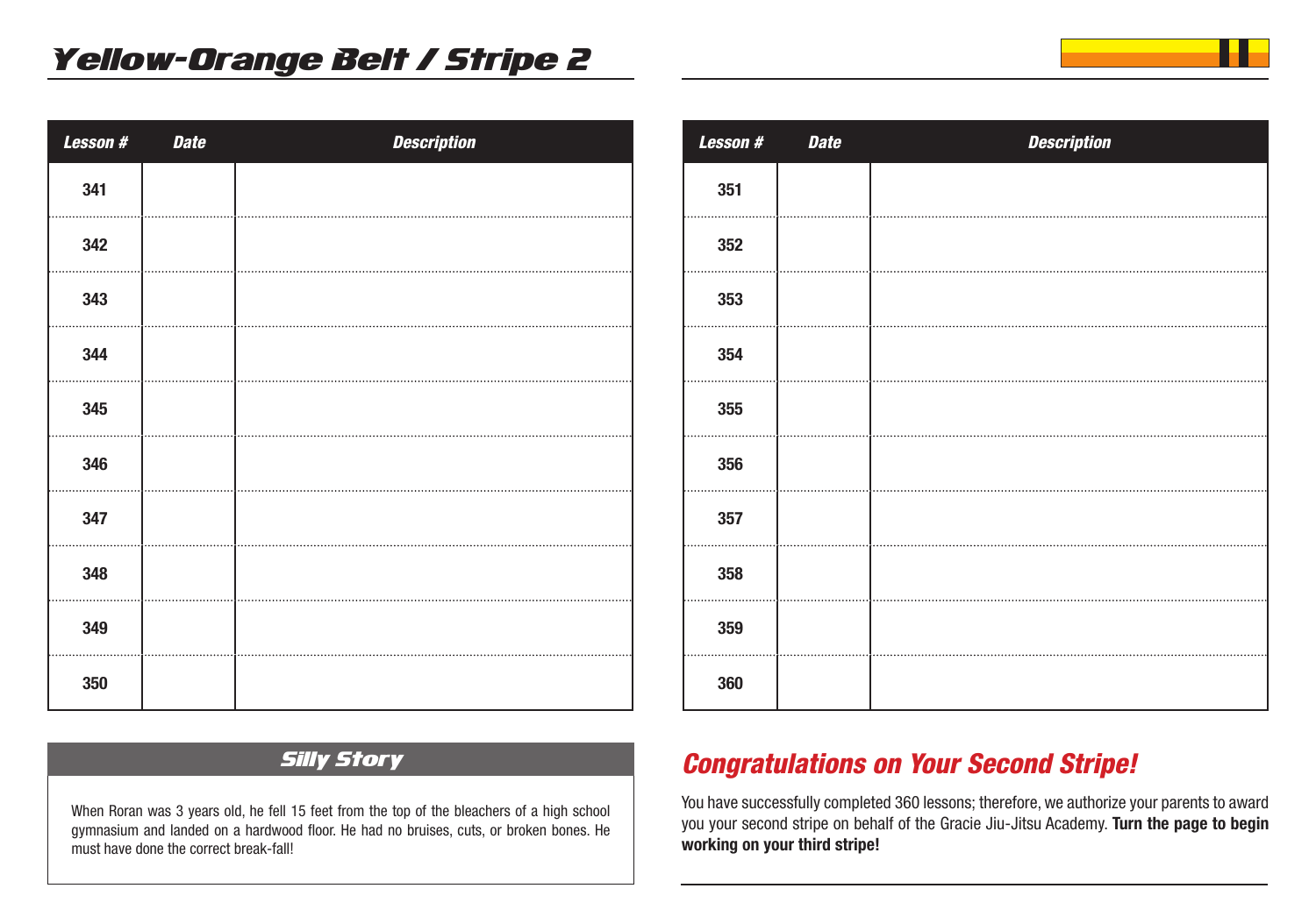# Yellow-Orange Belt / Stripe 2

| Lesson # | Date | Description |
|---|---|---|
| 341 | | |
| 342 | | |
| 343 | | |
| 344 | | |
| 345 | | |
| 346 | | |
| 347 | | |
| 348 | | |
| 349 | | |
| 350 | | |

| Lesson # | Date | Description |
|---|---|---|
| 351 | | |
| 352 | | |
| 353 | | |
| 354 | | |
| 355 | | |
| 356 | | |
| 357 | | |
| 358 | | |
| 359 | | |
| 360 | | |

### Silly Story

When Roran was 3 years old, he fell 15 feet from the top of the bleachers of a high school gymnasium and landed on a hardwood floor. He had no bruises, cuts, or broken bones. He must have done the correct break-fall!

## Congratulations on Your Second Stripe!

You have successfully completed 360 lessons; therefore, we authorize your parents to award you your second stripe on behalf of the Gracie Jiu-Jitsu Academy. **Turn the page to begin working on your third stripe!**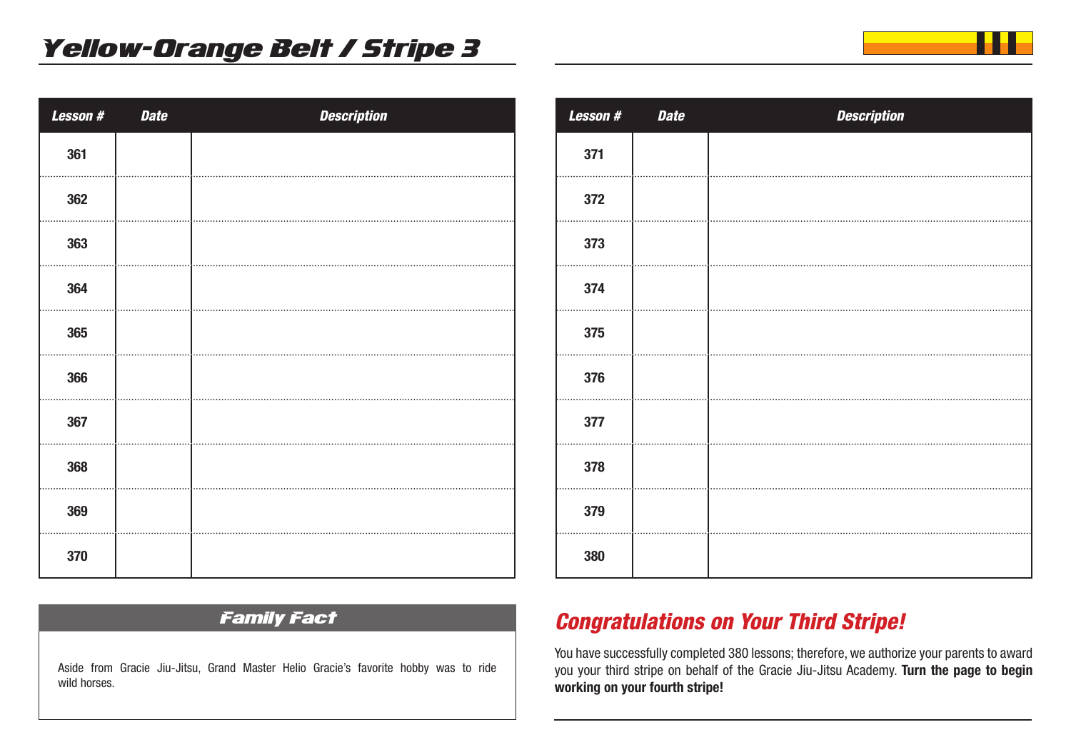# Yellow-Orange Belt / Stripe 3

| Lesson # | Date | Description |
|---|---|---|
| 361 | | |
| 362 | | |
| 363 | | |
| 364 | | |
| 365 | | |
| 366 | | |
| 367 | | |
| 368 | | |
| 369 | | |
| 370 | | |

| Lesson # | Date | Description |
|---|---|---|
| 371 | | |
| 372 | | |
| 373 | | |
| 374 | | |
| 375 | | |
| 376 | | |
| 377 | | |
| 378 | | |
| 379 | | |
| 380 | | |

### Family Fact

Aside from Gracie Jiu-Jitsu, Grand Master Helio Gracie's favorite hobby was to ride wild horses.

## Congratulations on Your Third Stripe!

You have successfully completed 380 lessons; therefore, we authorize your parents to award you your third stripe on behalf of the Gracie Jiu-Jitsu Academy. **Turn the page to begin working on your fourth stripe!**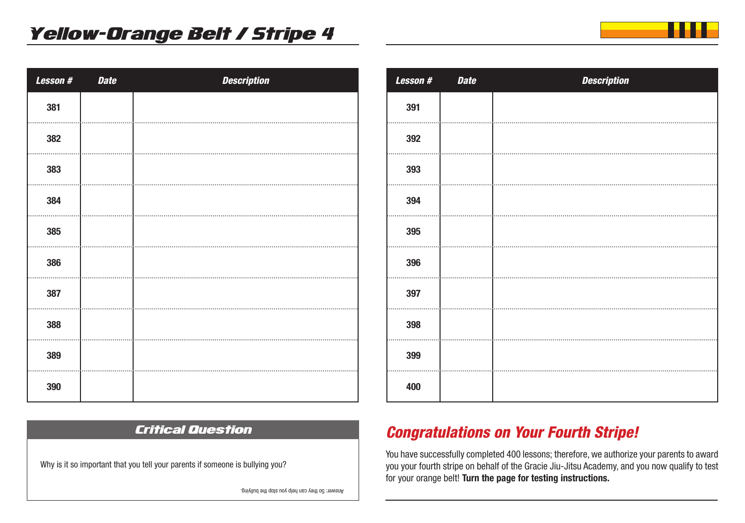# Yellow-Orange Belt / Stripe 4

| Lesson # | Date | Description |
|---|---|---|
| 381 | | |
| 382 | | |
| 383 | | |
| 384 | | |
| 385 | | |
| 386 | | |
| 387 | | |
| 388 | | |
| 389 | | |
| 390 | | |

| Lesson # | Date | Description |
|---|---|---|
| 391 | | |
| 392 | | |
| 393 | | |
| 394 | | |
| 395 | | |
| 396 | | |
| 397 | | |
| 398 | | |
| 399 | | |
| 400 | | |

## Critical Question

Why is it so important that you tell your parents if someone is bullying you?

Answer: So they can help you stop the bullying.

## Congratulations on Your Fourth Stripe!

You have successfully completed 400 lessons; therefore, we authorize your parents to award you your fourth stripe on behalf of the Gracie Jiu-Jitsu Academy, and you now qualify to test for your orange belt! **Turn the page for testing instructions.**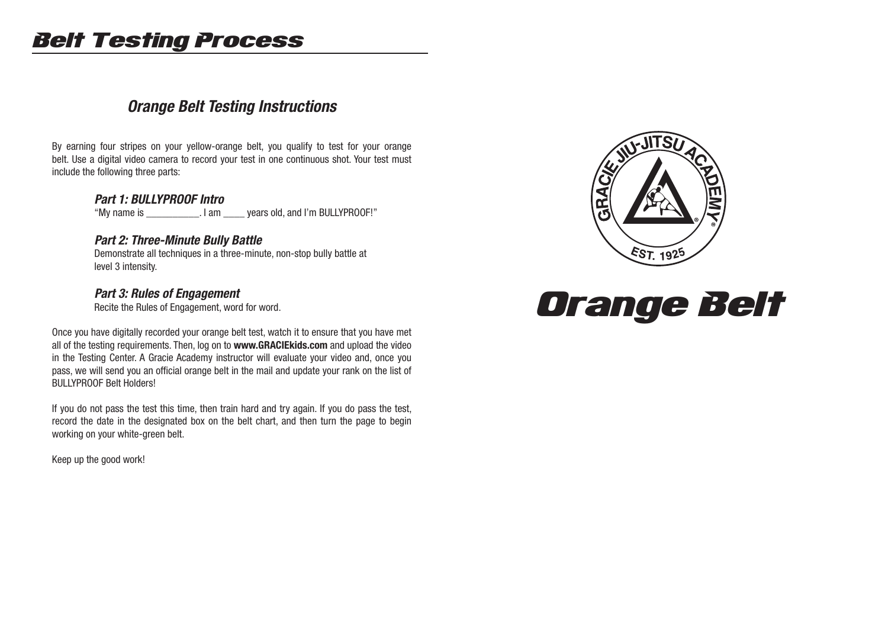# Belt Testing Process

## *Orange Belt Testing Instructions*

By earning four stripes on your yellow-orange belt, you qualify to test for your orange belt. Use a digital video camera to record your test in one continuous shot. Your test must include the following three parts:

### *Part 1: BULLYPROOF Intro*

"My name is ___________. I am ____ years old, and I'm BULLYPROOF!"

### *Part 2: Three-Minute Bully Battle*

Demonstrate all techniques in a three-minute, non-stop bully battle at level 3 intensity.

### *Part 3: Rules of Engagement*

Recite the Rules of Engagement, word for word.

Once you have digitally recorded your orange belt test, watch it to ensure that you have met all of the testing requirements. Then, log on to **www.GRACIEkids.com** and upload the video in the Testing Center. A Gracie Academy instructor will evaluate your video and, once you pass, we will send you an official orange belt in the mail and update your rank on the list of BULLYPROOF Belt Holders!

If you do not pass the test this time, then train hard and try again. If you do pass the test, record the date in the designated box on the belt chart, and then turn the page to begin working on your white-green belt.

Keep up the good work!

GRACIE JIU-JITSU ACADEMY® EST. 1925

# Orange Belt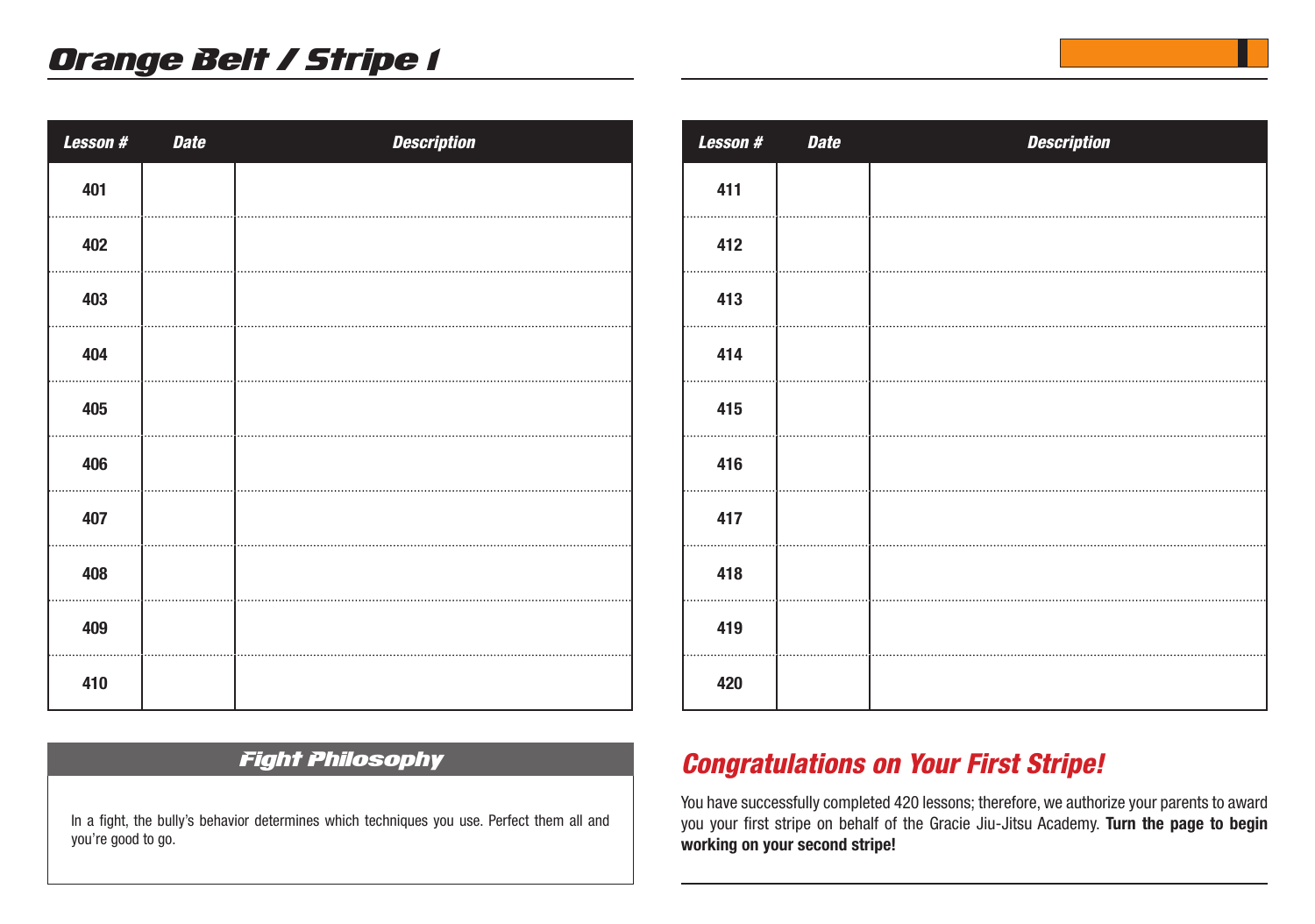# Orange Belt / Stripe 1

| Lesson # | Date | Description |
|---|---|---|
| 401 | | |
| 402 | | |
| 403 | | |
| 404 | | |
| 405 | | |
| 406 | | |
| 407 | | |
| 408 | | |
| 409 | | |
| 410 | | |

| Lesson # | Date | Description |
|---|---|---|
| 411 | | |
| 412 | | |
| 413 | | |
| 414 | | |
| 415 | | |
| 416 | | |
| 417 | | |
| 418 | | |
| 419 | | |
| 420 | | |

## Fight Philosophy

In a fight, the bully's behavior determines which techniques you use. Perfect them all and you're good to go.

## Congratulations on Your First Stripe!

You have successfully completed 420 lessons; therefore, we authorize your parents to award you your first stripe on behalf of the Gracie Jiu-Jitsu Academy. **Turn the page to begin working on your second stripe!**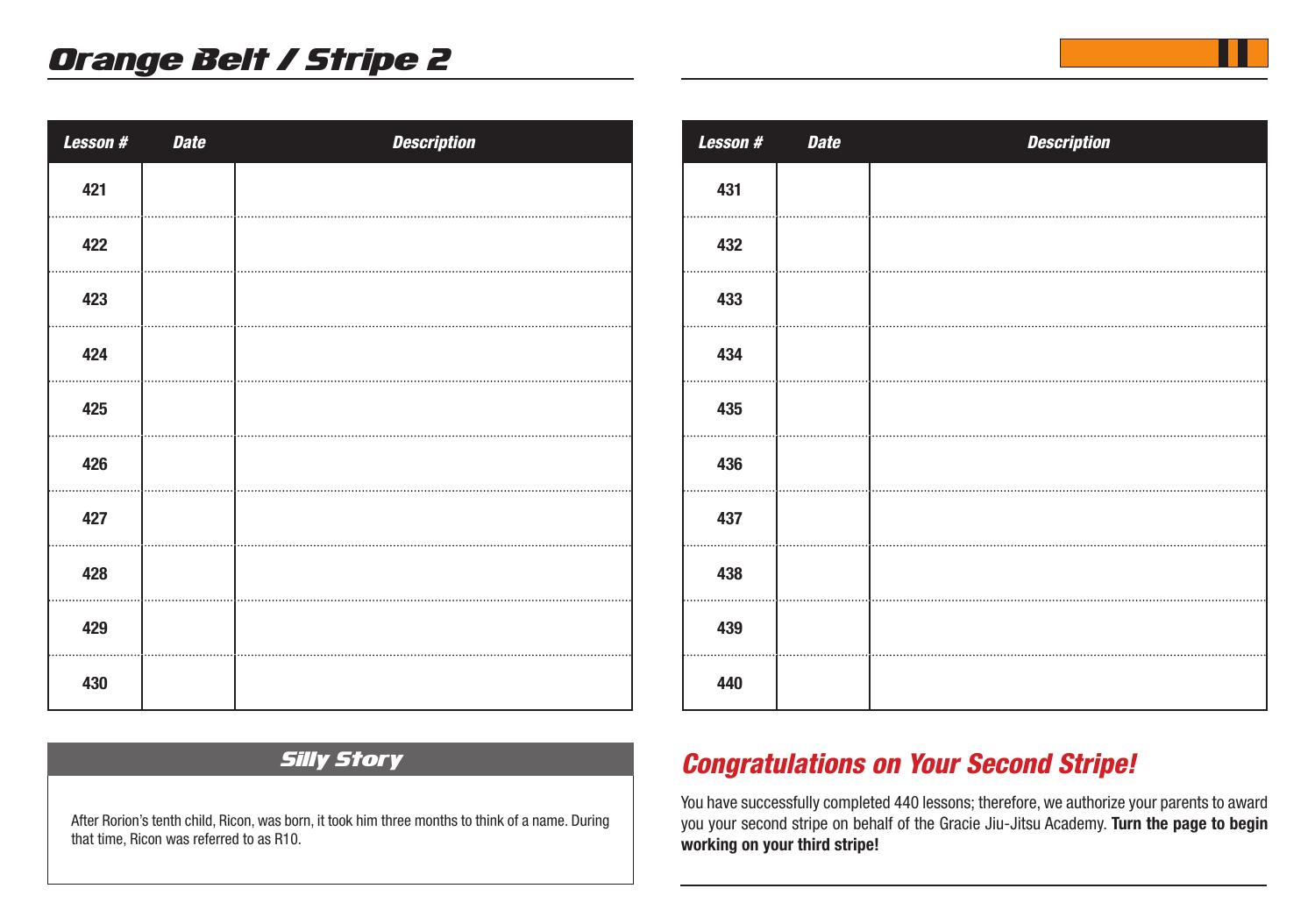# Orange Belt / Stripe 2

| Lesson # | Date | Description |
|---|---|---|
| 421 | | |
| 422 | | |
| 423 | | |
| 424 | | |
| 425 | | |
| 426 | | |
| 427 | | |
| 428 | | |
| 429 | | |
| 430 | | |

| Lesson # | Date | Description |
|---|---|---|
| 431 | | |
| 432 | | |
| 433 | | |
| 434 | | |
| 435 | | |
| 436 | | |
| 437 | | |
| 438 | | |
| 439 | | |
| 440 | | |

### Silly Story

After Rorion's tenth child, Ricon, was born, it took him three months to think of a name. During that time, Ricon was referred to as R10.

## Congratulations on Your Second Stripe!

You have successfully completed 440 lessons; therefore, we authorize your parents to award you your second stripe on behalf of the Gracie Jiu-Jitsu Academy. **Turn the page to begin working on your third stripe!**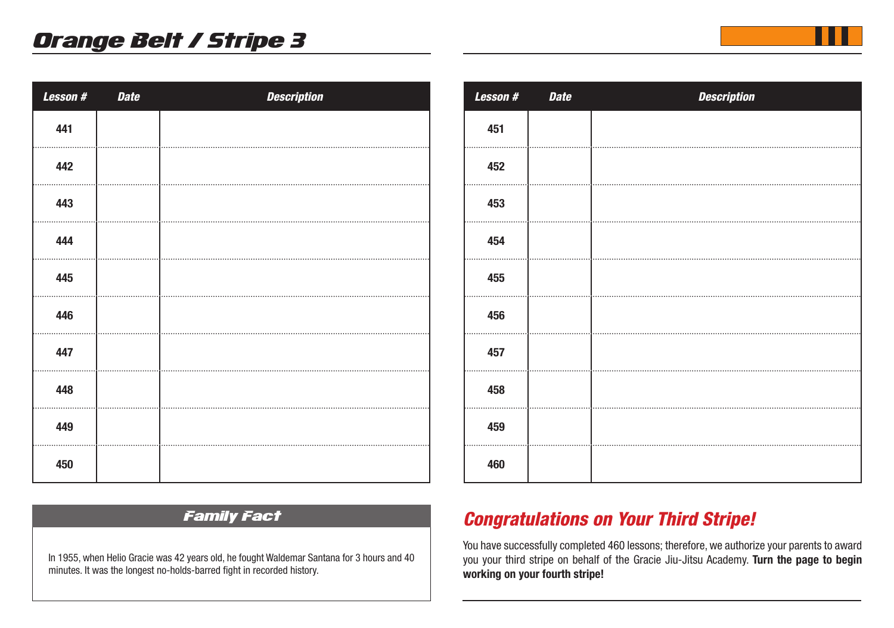# Orange Belt / Stripe 3

| Lesson # | Date | Description |
|---|---|---|
| 441 | | |
| 442 | | |
| 443 | | |
| 444 | | |
| 445 | | |
| 446 | | |
| 447 | | |
| 448 | | |
| 449 | | |
| 450 | | |

| Lesson # | Date | Description |
|---|---|---|
| 451 | | |
| 452 | | |
| 453 | | |
| 454 | | |
| 455 | | |
| 456 | | |
| 457 | | |
| 458 | | |
| 459 | | |
| 460 | | |

### Family Fact

In 1955, when Helio Gracie was 42 years old, he fought Waldemar Santana for 3 hours and 40 minutes. It was the longest no-holds-barred fight in recorded history.

## Congratulations on Your Third Stripe!

You have successfully completed 460 lessons; therefore, we authorize your parents to award you your third stripe on behalf of the Gracie Jiu-Jitsu Academy. **Turn the page to begin working on your fourth stripe!**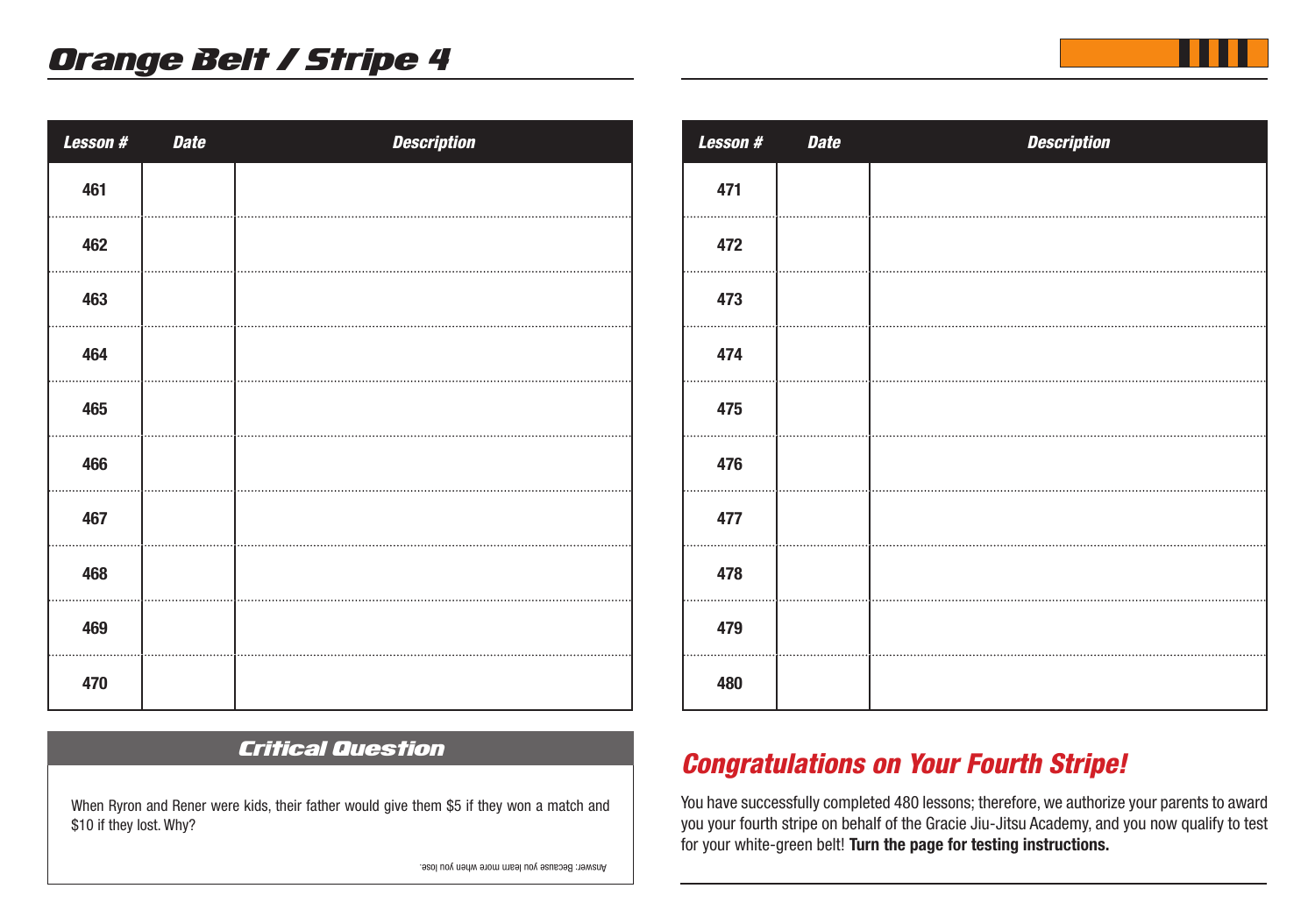# Orange Belt / Stripe 4

| Lesson # | Date | Description |
|---|---|---|
| 461 | | |
| 462 | | |
| 463 | | |
| 464 | | |
| 465 | | |
| 466 | | |
| 467 | | |
| 468 | | |
| 469 | | |
| 470 | | |

| Lesson # | Date | Description |
|---|---|---|
| 471 | | |
| 472 | | |
| 473 | | |
| 474 | | |
| 475 | | |
| 476 | | |
| 477 | | |
| 478 | | |
| 479 | | |
| 480 | | |

## Critical Question

When Ryron and Rener were kids, their father would give them $5 if they won a match and $10 if they lost. Why?

Answer: Because you learn more when you lose.

## Congratulations on Your Fourth Stripe!

You have successfully completed 480 lessons; therefore, we authorize your parents to award you your fourth stripe on behalf of the Gracie Jiu-Jitsu Academy, and you now qualify to test for your white-green belt! **Turn the page for testing instructions.**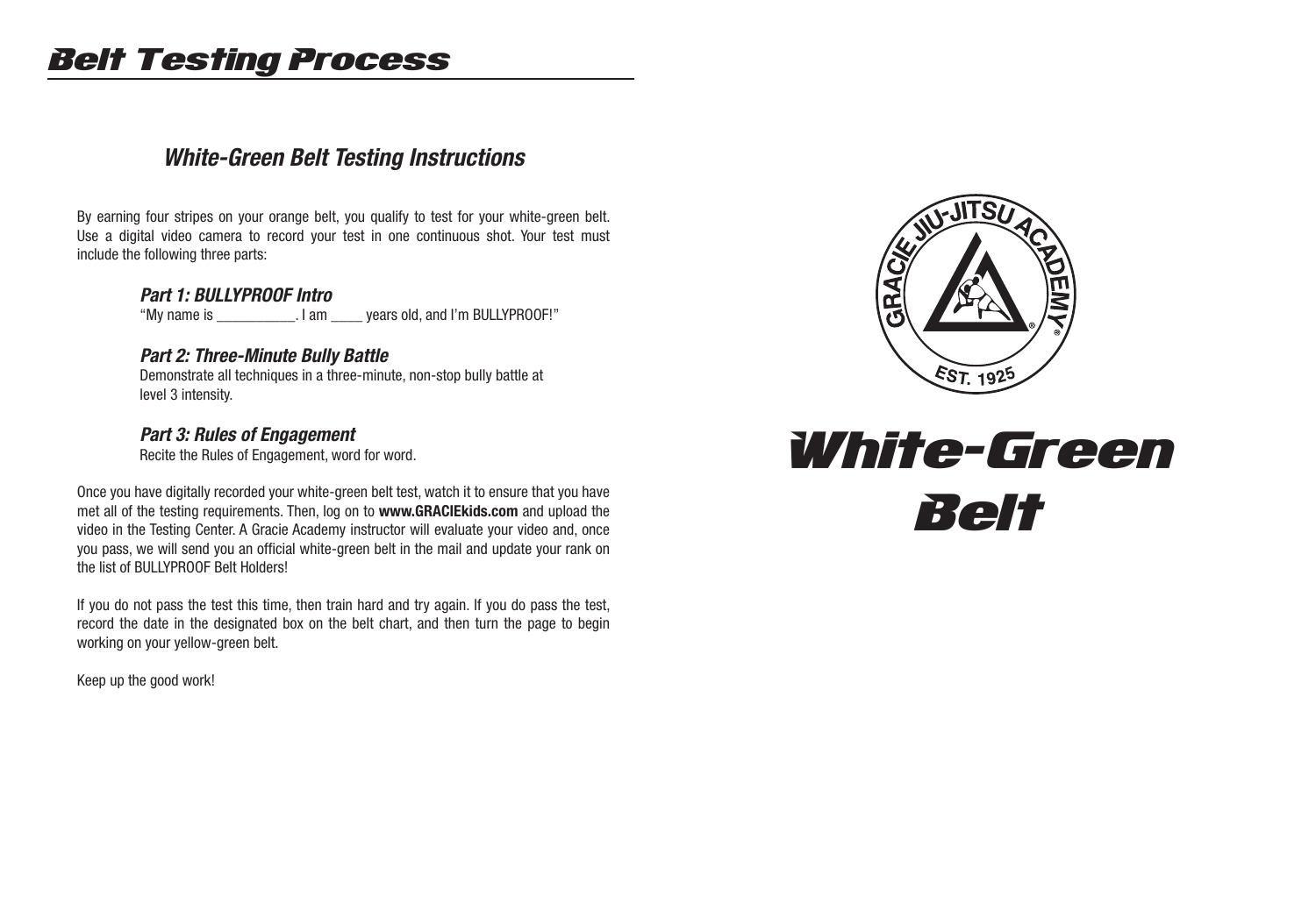# Belt Testing Process

## White-Green Belt Testing Instructions

By earning four stripes on your orange belt, you qualify to test for your white-green belt. Use a digital video camera to record your test in one continuous shot. Your test must include the following three parts:

### *Part 1: BULLYPROOF Intro*

"My name is ___________. I am ____ years old, and I'm BULLYPROOF!"

### *Part 2: Three-Minute Bully Battle*

Demonstrate all techniques in a three-minute, non-stop bully battle at level 3 intensity.

### *Part 3: Rules of Engagement*

Recite the Rules of Engagement, word for word.

Once you have digitally recorded your white-green belt test, watch it to ensure that you have met all of the testing requirements. Then, log on to **www.GRACIEkids.com** and upload the video in the Testing Center. A Gracie Academy instructor will evaluate your video and, once you pass, we will send you an official white-green belt in the mail and update your rank on the list of BULLYPROOF Belt Holders!

If you do not pass the test this time, then train hard and try again. If you do pass the test, record the date in the designated box on the belt chart, and then turn the page to begin working on your yellow-green belt.

Keep up the good work!

GRACIE JIU-JITSU ACADEMY® EST. 1925

# White-Green Belt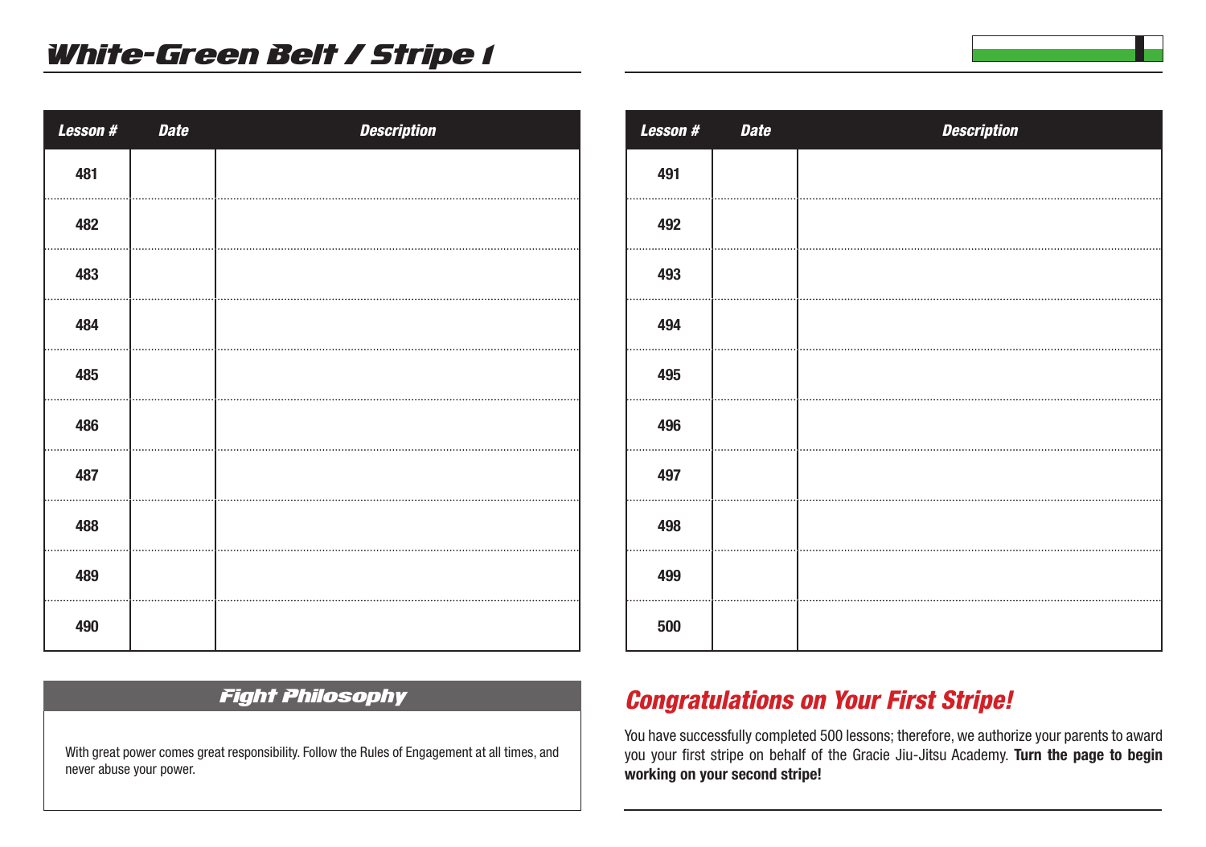# White-Green Belt / Stripe 1

| Lesson # | Date | Description |
|---|---|---|
| 481 | | |
| 482 | | |
| 483 | | |
| 484 | | |
| 485 | | |
| 486 | | |
| 487 | | |
| 488 | | |
| 489 | | |
| 490 | | |

| Lesson # | Date | Description |
|---|---|---|
| 491 | | |
| 492 | | |
| 493 | | |
| 494 | | |
| 495 | | |
| 496 | | |
| 497 | | |
| 498 | | |
| 499 | | |
| 500 | | |

## Fight Philosophy

With great power comes great responsibility. Follow the Rules of Engagement at all times, and never abuse your power.

## Congratulations on Your First Stripe!

You have successfully completed 500 lessons; therefore, we authorize your parents to award you your first stripe on behalf of the Gracie Jiu-Jitsu Academy. **Turn the page to begin working on your second stripe!**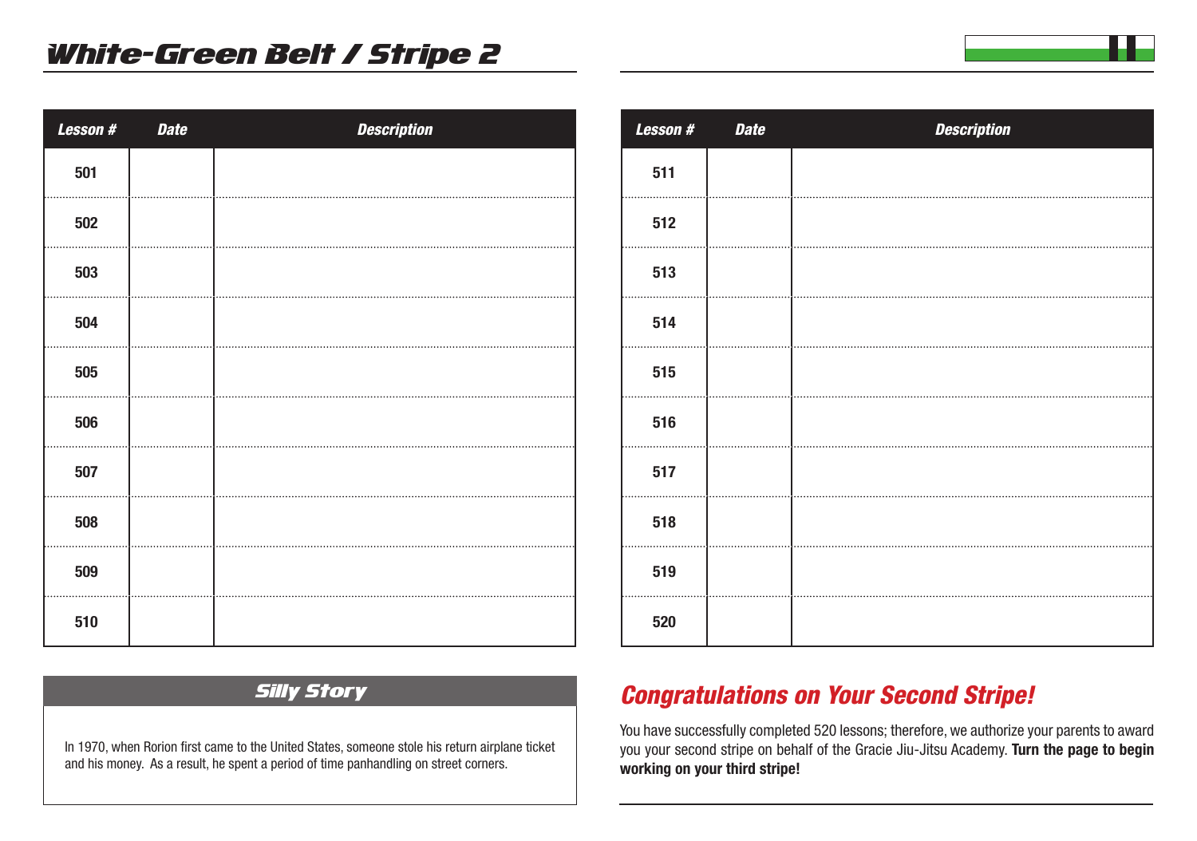# White-Green Belt / Stripe 2

| Lesson # | Date | Description |
|---|---|---|
| 501 | | |
| 502 | | |
| 503 | | |
| 504 | | |
| 505 | | |
| 506 | | |
| 507 | | |
| 508 | | |
| 509 | | |
| 510 | | |

| Lesson # | Date | Description |
|---|---|---|
| 511 | | |
| 512 | | |
| 513 | | |
| 514 | | |
| 515 | | |
| 516 | | |
| 517 | | |
| 518 | | |
| 519 | | |
| 520 | | |

### Silly Story

In 1970, when Rorion first came to the United States, someone stole his return airplane ticket and his money. As a result, he spent a period of time panhandling on street corners.

## Congratulations on Your Second Stripe!

You have successfully completed 520 lessons; therefore, we authorize your parents to award you your second stripe on behalf of the Gracie Jiu-Jitsu Academy. **Turn the page to begin working on your third stripe!**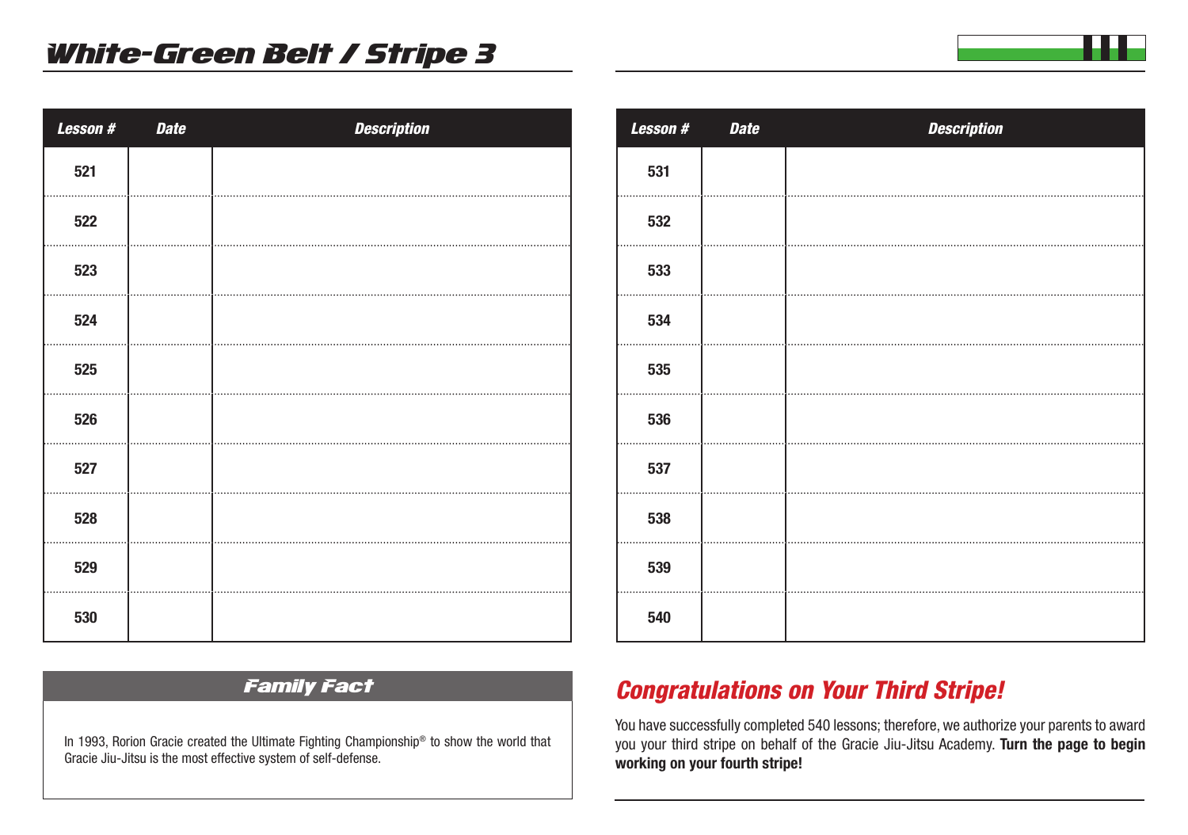# White-Green Belt / Stripe 3

| Lesson # | Date | Description |
|---|---|---|
| 521 | | |
| 522 | | |
| 523 | | |
| 524 | | |
| 525 | | |
| 526 | | |
| 527 | | |
| 528 | | |
| 529 | | |
| 530 | | |

| Lesson # | Date | Description |
|---|---|---|
| 531 | | |
| 532 | | |
| 533 | | |
| 534 | | |
| 535 | | |
| 536 | | |
| 537 | | |
| 538 | | |
| 539 | | |
| 540 | | |

### Family Fact

In 1993, Rorion Gracie created the Ultimate Fighting Championship® to show the world that Gracie Jiu-Jitsu is the most effective system of self-defense.

## Congratulations on Your Third Stripe!

You have successfully completed 540 lessons; therefore, we authorize your parents to award you your third stripe on behalf of the Gracie Jiu-Jitsu Academy. **Turn the page to begin working on your fourth stripe!**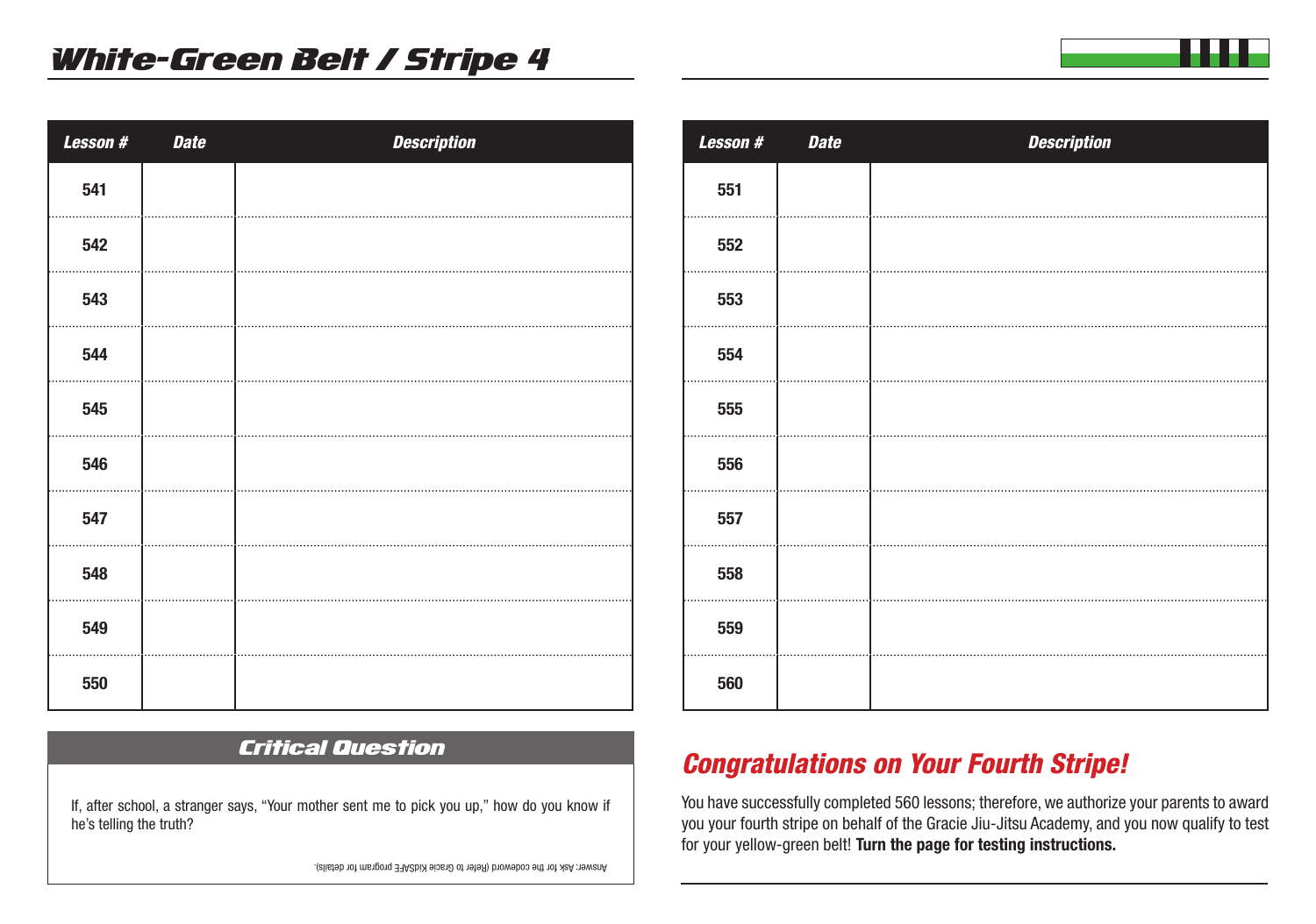## White-Green Belt / Stripe 4

| Lesson # | Date | Description |
|---|---|---|
| 541 | | |
| 542 | | |
| 543 | | |
| 544 | | |
| 545 | | |
| 546 | | |
| 547 | | |
| 548 | | |
| 549 | | |
| 550 | | |

| Lesson # | Date | Description |
|---|---|---|
| 551 | | |
| 552 | | |
| 553 | | |
| 554 | | |
| 555 | | |
| 556 | | |
| 557 | | |
| 558 | | |
| 559 | | |
| 560 | | |

### Critical Question

If, after school, a stranger says, "Your mother sent me to pick you up," how do you know if he's telling the truth?

Answer: Ask for the codeword (Refer to Gracie KidSAFE program for details).

## Congratulations on Your Fourth Stripe!

You have successfully completed 560 lessons; therefore, we authorize your parents to award you your fourth stripe on behalf of the Gracie Jiu-Jitsu Academy, and you now qualify to test for your yellow-green belt! **Turn the page for testing instructions.**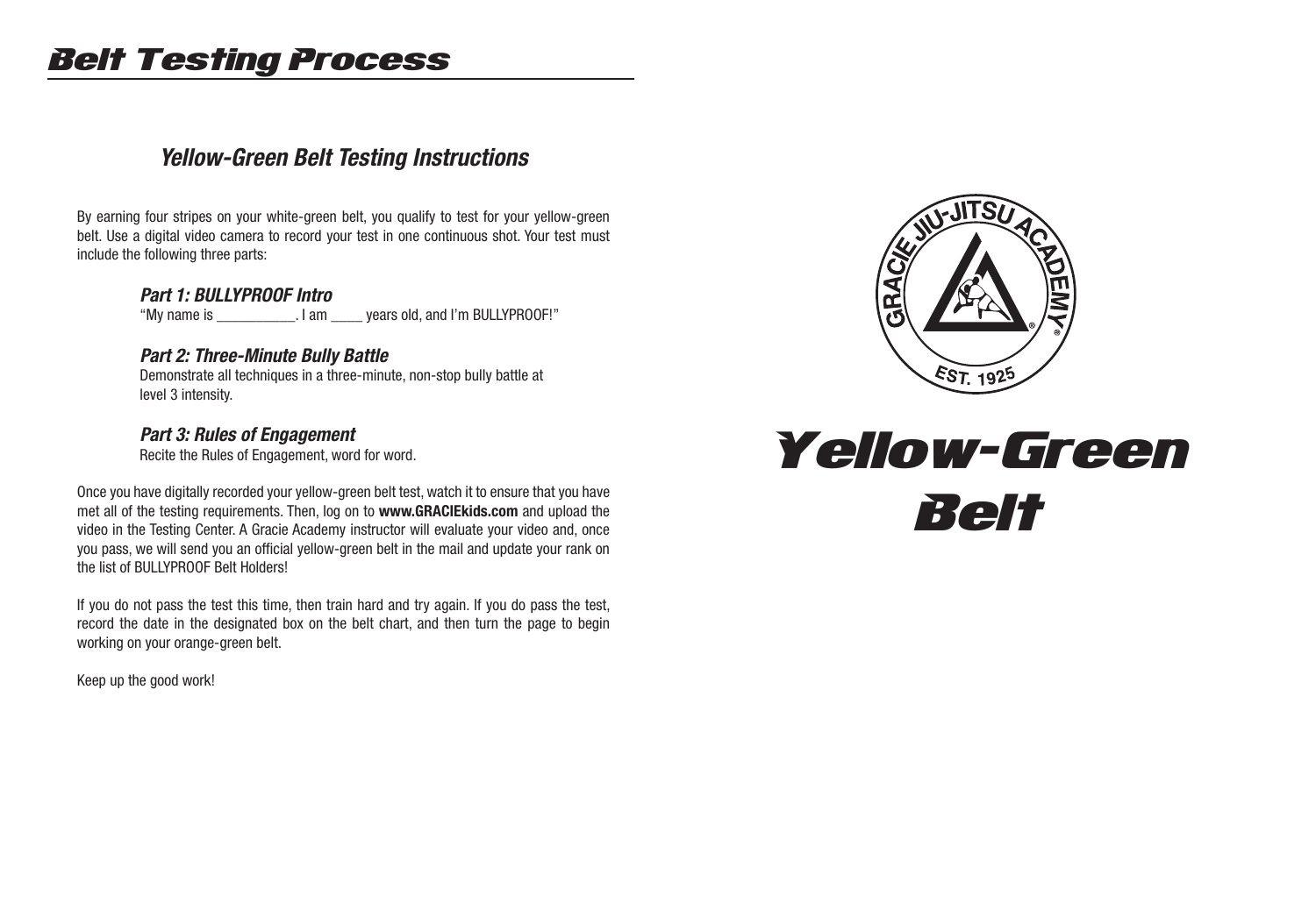# Belt Testing Process

## *Yellow-Green Belt Testing Instructions*

By earning four stripes on your white-green belt, you qualify to test for your yellow-green belt. Use a digital video camera to record your test in one continuous shot. Your test must include the following three parts:

***Part 1: BULLYPROOF Intro***
"My name is ___________. I am ____ years old, and I'm BULLYPROOF!"

***Part 2: Three-Minute Bully Battle***
Demonstrate all techniques in a three-minute, non-stop bully battle at level 3 intensity.

***Part 3: Rules of Engagement***
Recite the Rules of Engagement, word for word.

Once you have digitally recorded your yellow-green belt test, watch it to ensure that you have met all of the testing requirements. Then, log on to **www.GRACIEkids.com** and upload the video in the Testing Center. A Gracie Academy instructor will evaluate your video and, once you pass, we will send you an official yellow-green belt in the mail and update your rank on the list of BULLYPROOF Belt Holders!

If you do not pass the test this time, then train hard and try again. If you do pass the test, record the date in the designated box on the belt chart, and then turn the page to begin working on your orange-green belt.

Keep up the good work!

GRACIE JIU-JITSU ACADEMY® EST. 1925

# Yellow-Green Belt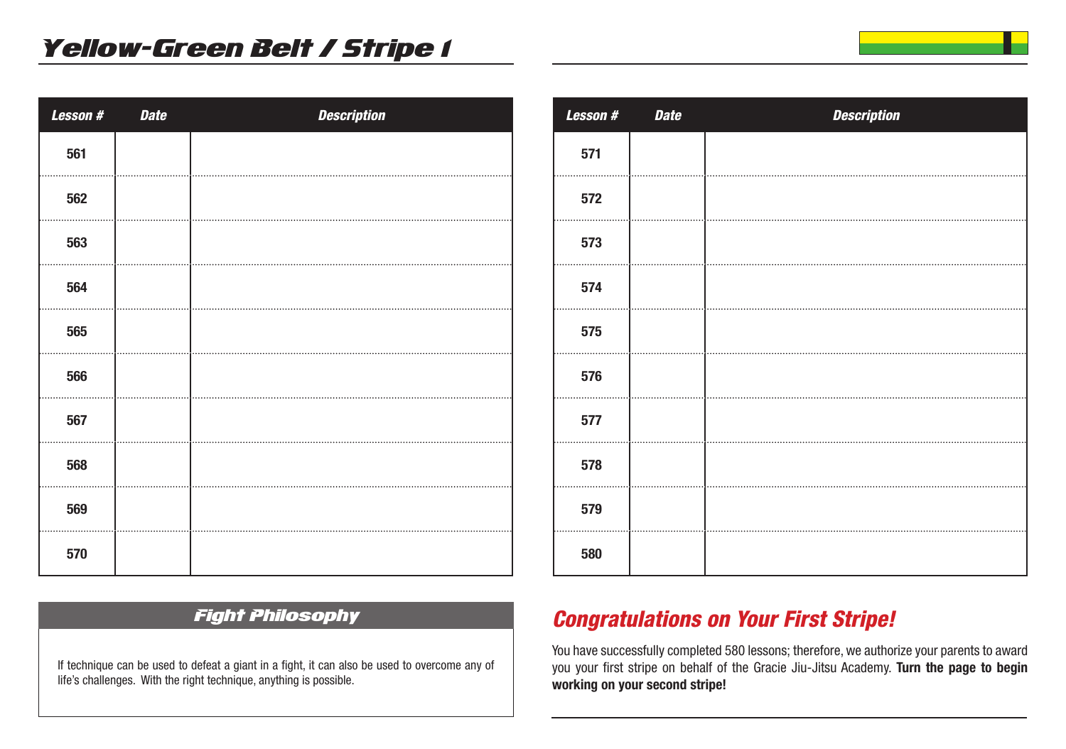# Yellow-Green Belt / Stripe 1

| Lesson # | Date | Description |
|---|---|---|
| 561 | | |
| 562 | | |
| 563 | | |
| 564 | | |
| 565 | | |
| 566 | | |
| 567 | | |
| 568 | | |
| 569 | | |
| 570 | | |

| Lesson # | Date | Description |
|---|---|---|
| 571 | | |
| 572 | | |
| 573 | | |
| 574 | | |
| 575 | | |
| 576 | | |
| 577 | | |
| 578 | | |
| 579 | | |
| 580 | | |

## Fight Philosophy

If technique can be used to defeat a giant in a fight, it can also be used to overcome any of life's challenges. With the right technique, anything is possible.

## Congratulations on Your First Stripe!

You have successfully completed 580 lessons; therefore, we authorize your parents to award you your first stripe on behalf of the Gracie Jiu-Jitsu Academy. **Turn the page to begin working on your second stripe!**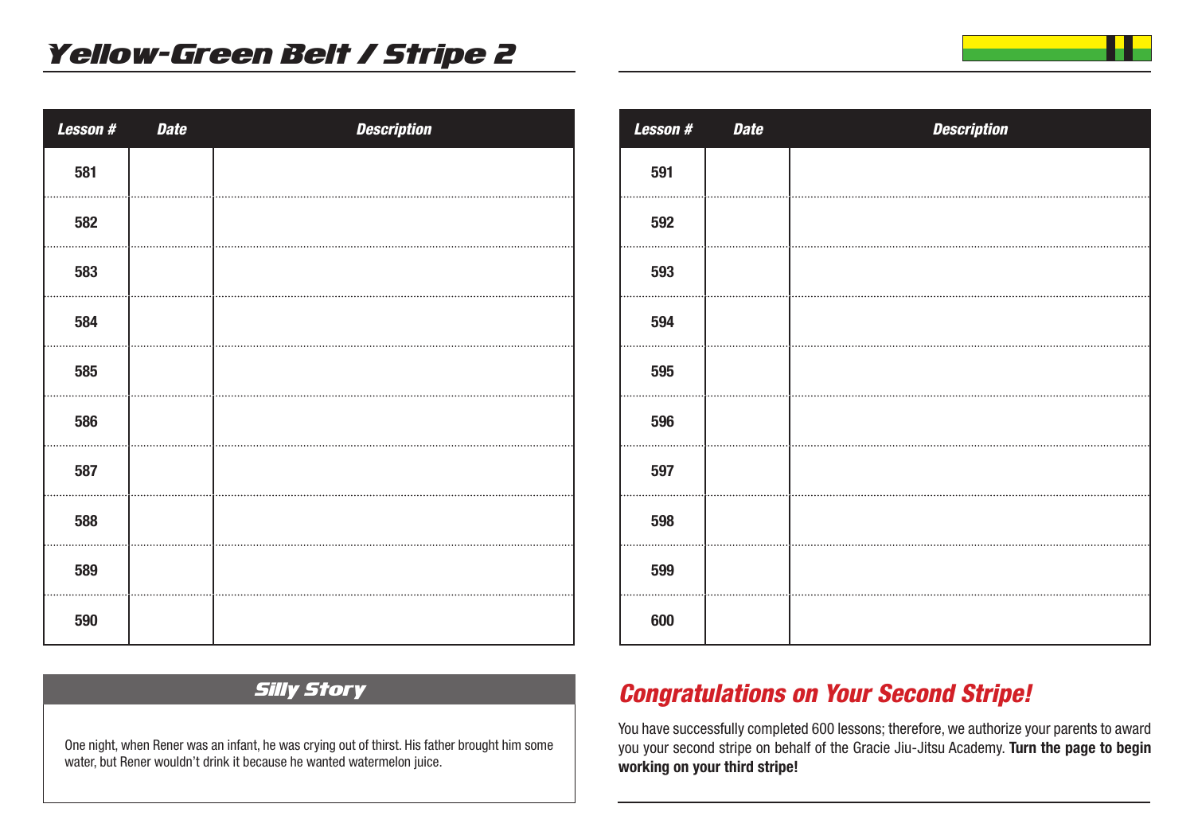# Yellow-Green Belt / Stripe 2

| Lesson # | Date | Description |
|---|---|---|
| 581 | | |
| 582 | | |
| 583 | | |
| 584 | | |
| 585 | | |
| 586 | | |
| 587 | | |
| 588 | | |
| 589 | | |
| 590 | | |

| Lesson # | Date | Description |
|---|---|---|
| 591 | | |
| 592 | | |
| 593 | | |
| 594 | | |
| 595 | | |
| 596 | | |
| 597 | | |
| 598 | | |
| 599 | | |
| 600 | | |

### Silly Story

One night, when Rener was an infant, he was crying out of thirst. His father brought him some water, but Rener wouldn't drink it because he wanted watermelon juice.

## Congratulations on Your Second Stripe!

You have successfully completed 600 lessons; therefore, we authorize your parents to award you your second stripe on behalf of the Gracie Jiu-Jitsu Academy. **Turn the page to begin working on your third stripe!**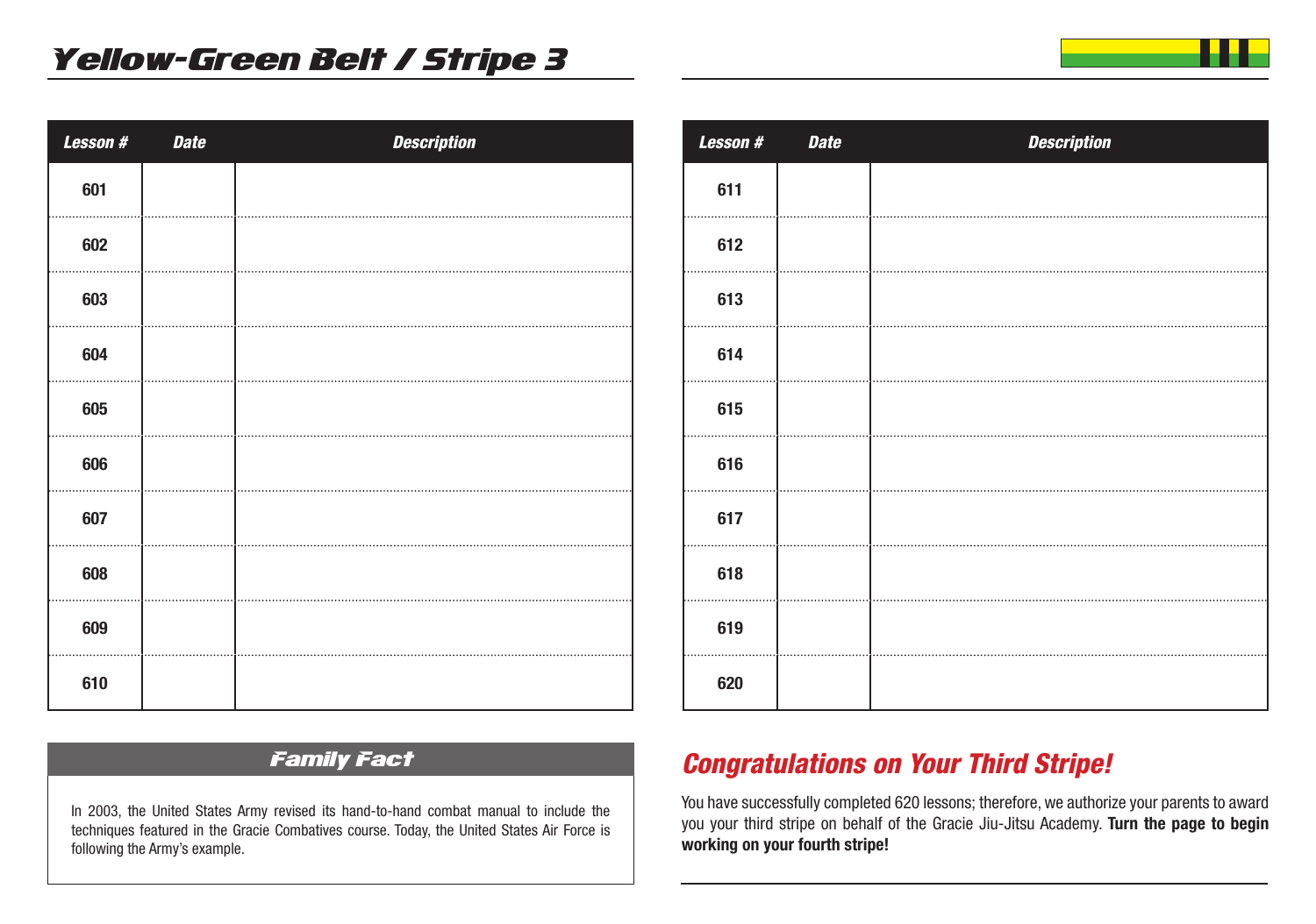# Yellow-Green Belt / Stripe 3

| Lesson # | Date | Description |
|---|---|---|
| 601 | | |
| 602 | | |
| 603 | | |
| 604 | | |
| 605 | | |
| 606 | | |
| 607 | | |
| 608 | | |
| 609 | | |
| 610 | | |

| Lesson # | Date | Description |
|---|---|---|
| 611 | | |
| 612 | | |
| 613 | | |
| 614 | | |
| 615 | | |
| 616 | | |
| 617 | | |
| 618 | | |
| 619 | | |
| 620 | | |

### Family Fact

In 2003, the United States Army revised its hand-to-hand combat manual to include the techniques featured in the Gracie Combatives course. Today, the United States Air Force is following the Army's example.

## Congratulations on Your Third Stripe!

You have successfully completed 620 lessons; therefore, we authorize your parents to award you your third stripe on behalf of the Gracie Jiu-Jitsu Academy. **Turn the page to begin working on your fourth stripe!**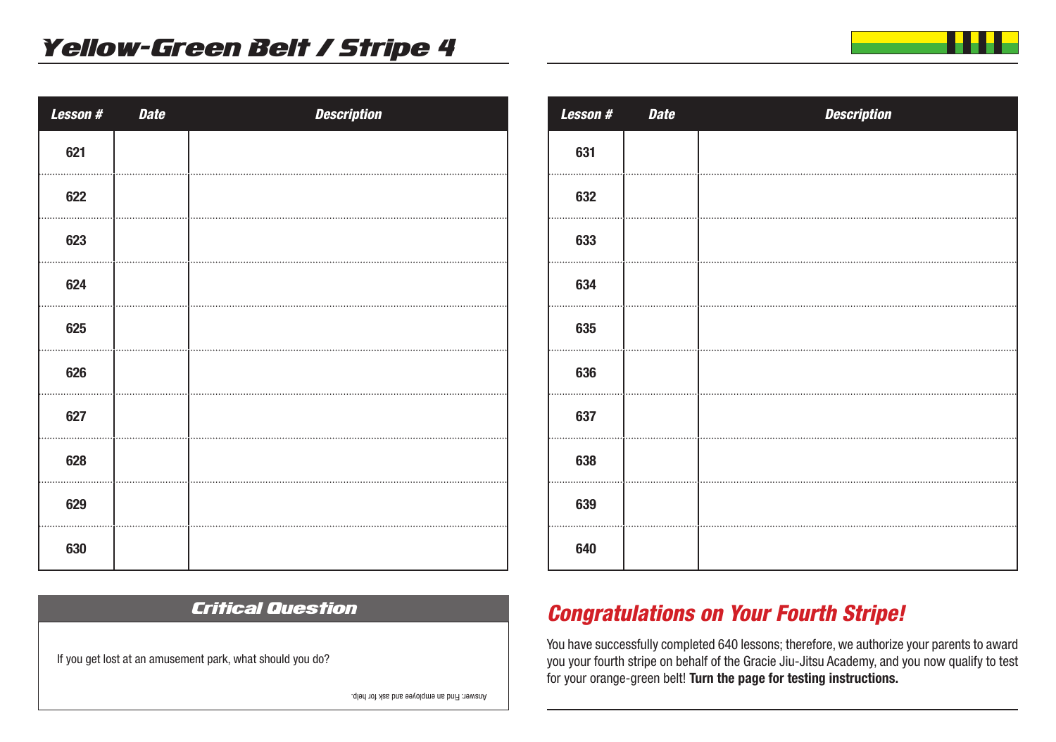# Yellow-Green Belt / Stripe 4

| Lesson # | Date | Description |
|---|---|---|
| 621 | | |
| 622 | | |
| 623 | | |
| 624 | | |
| 625 | | |
| 626 | | |
| 627 | | |
| 628 | | |
| 629 | | |
| 630 | | |

| Lesson # | Date | Description |
|---|---|---|
| 631 | | |
| 632 | | |
| 633 | | |
| 634 | | |
| 635 | | |
| 636 | | |
| 637 | | |
| 638 | | |
| 639 | | |
| 640 | | |

## Critical Question

If you get lost at an amusement park, what should you do?

Answer: Find an employee and ask for help.

## Congratulations on Your Fourth Stripe!

You have successfully completed 640 lessons; therefore, we authorize your parents to award you your fourth stripe on behalf of the Gracie Jiu-Jitsu Academy, and you now qualify to test for your orange-green belt! **Turn the page for testing instructions.**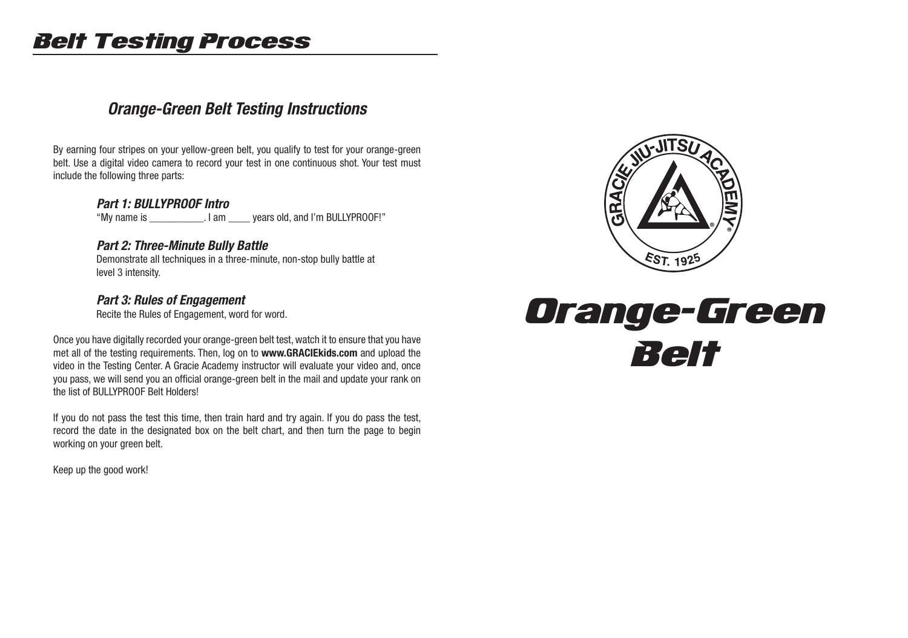# Belt Testing Process

## Orange-Green Belt Testing Instructions

By earning four stripes on your yellow-green belt, you qualify to test for your orange-green belt. Use a digital video camera to record your test in one continuous shot. Your test must include the following three parts:

### *Part 1: BULLYPROOF Intro*

"My name is ___________. I am _____ years old, and I'm BULLYPROOF!"

### *Part 2: Three-Minute Bully Battle*

Demonstrate all techniques in a three-minute, non-stop bully battle at level 3 intensity.

### *Part 3: Rules of Engagement*

Recite the Rules of Engagement, word for word.

Once you have digitally recorded your orange-green belt test, watch it to ensure that you have met all of the testing requirements. Then, log on to **www.GRACIEkids.com** and upload the video in the Testing Center. A Gracie Academy instructor will evaluate your video and, once you pass, we will send you an official orange-green belt in the mail and update your rank on the list of BULLYPROOF Belt Holders!

If you do not pass the test this time, then train hard and try again. If you do pass the test, record the date in the designated box on the belt chart, and then turn the page to begin working on your green belt.

Keep up the good work!

GRACIE JIU-JITSU ACADEMY EST. 1925

# Orange-Green Belt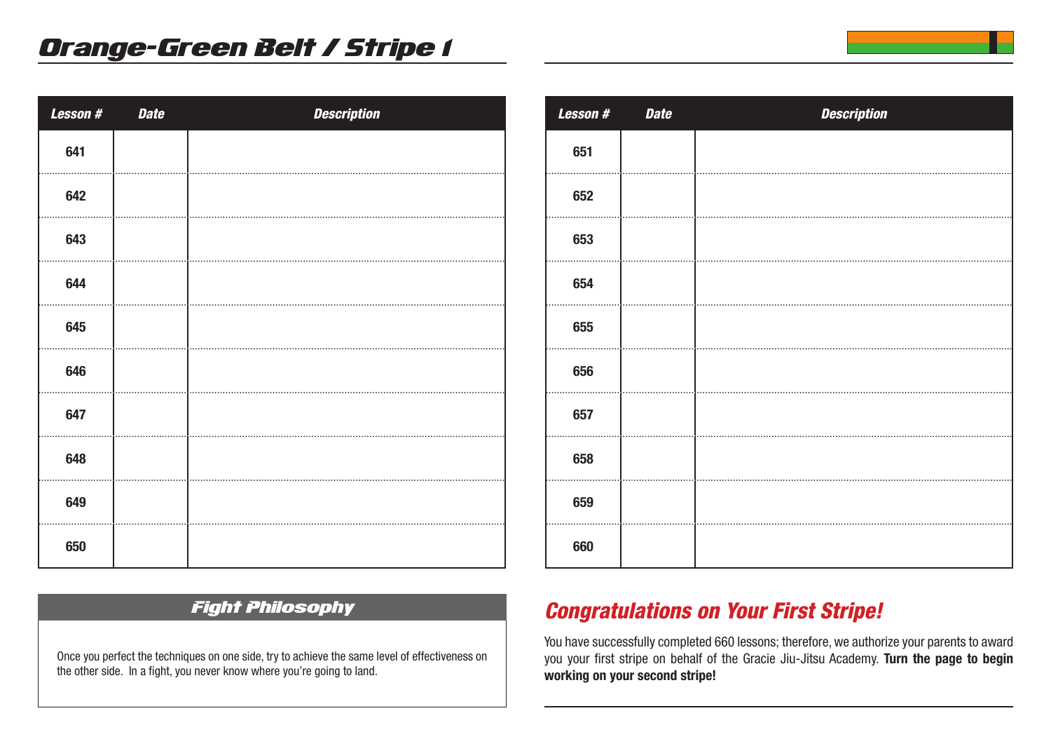# Orange-Green Belt / Stripe 1

| Lesson # | Date | Description |
|---|---|---|
| 641 | | |
| 642 | | |
| 643 | | |
| 644 | | |
| 645 | | |
| 646 | | |
| 647 | | |
| 648 | | |
| 649 | | |
| 650 | | |

| Lesson # | Date | Description |
|---|---|---|
| 651 | | |
| 652 | | |
| 653 | | |
| 654 | | |
| 655 | | |
| 656 | | |
| 657 | | |
| 658 | | |
| 659 | | |
| 660 | | |

### Fight Philosophy

Once you perfect the techniques on one side, try to achieve the same level of effectiveness on the other side. In a fight, you never know where you're going to land.

## Congratulations on Your First Stripe!

You have successfully completed 660 lessons; therefore, we authorize your parents to award you your first stripe on behalf of the Gracie Jiu-Jitsu Academy. **Turn the page to begin working on your second stripe!**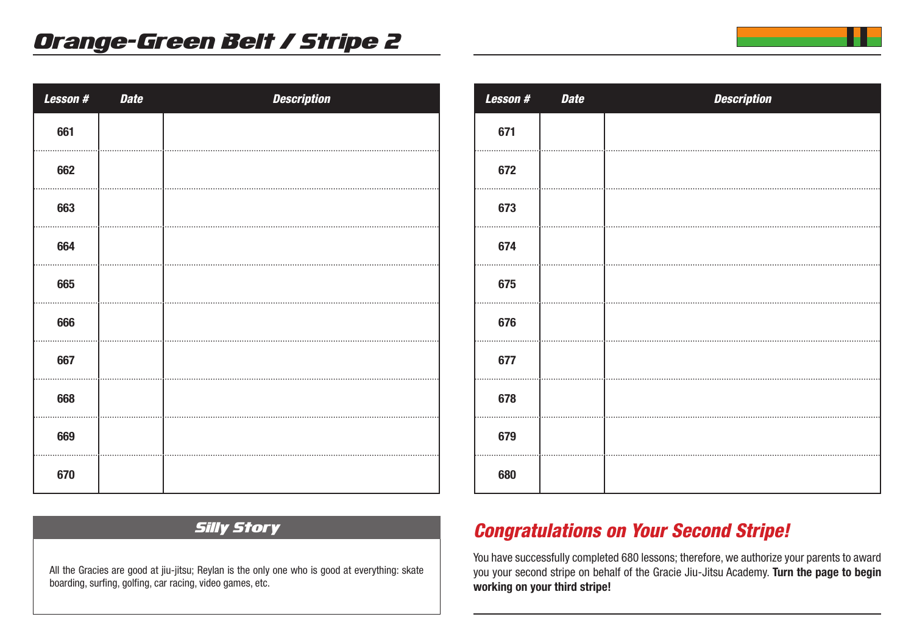# Orange-Green Belt / Stripe 2

| Lesson # | Date | Description |
|---|---|---|
| 661 | | |
| 662 | | |
| 663 | | |
| 664 | | |
| 665 | | |
| 666 | | |
| 667 | | |
| 668 | | |
| 669 | | |
| 670 | | |

| Lesson # | Date | Description |
|---|---|---|
| 671 | | |
| 672 | | |
| 673 | | |
| 674 | | |
| 675 | | |
| 676 | | |
| 677 | | |
| 678 | | |
| 679 | | |
| 680 | | |

### Silly Story

All the Gracies are good at jiu-jitsu; Reylan is the only one who is good at everything: skate boarding, surfing, golfing, car racing, video games, etc.

## Congratulations on Your Second Stripe!

You have successfully completed 680 lessons; therefore, we authorize your parents to award you your second stripe on behalf of the Gracie Jiu-Jitsu Academy. **Turn the page to begin working on your third stripe!**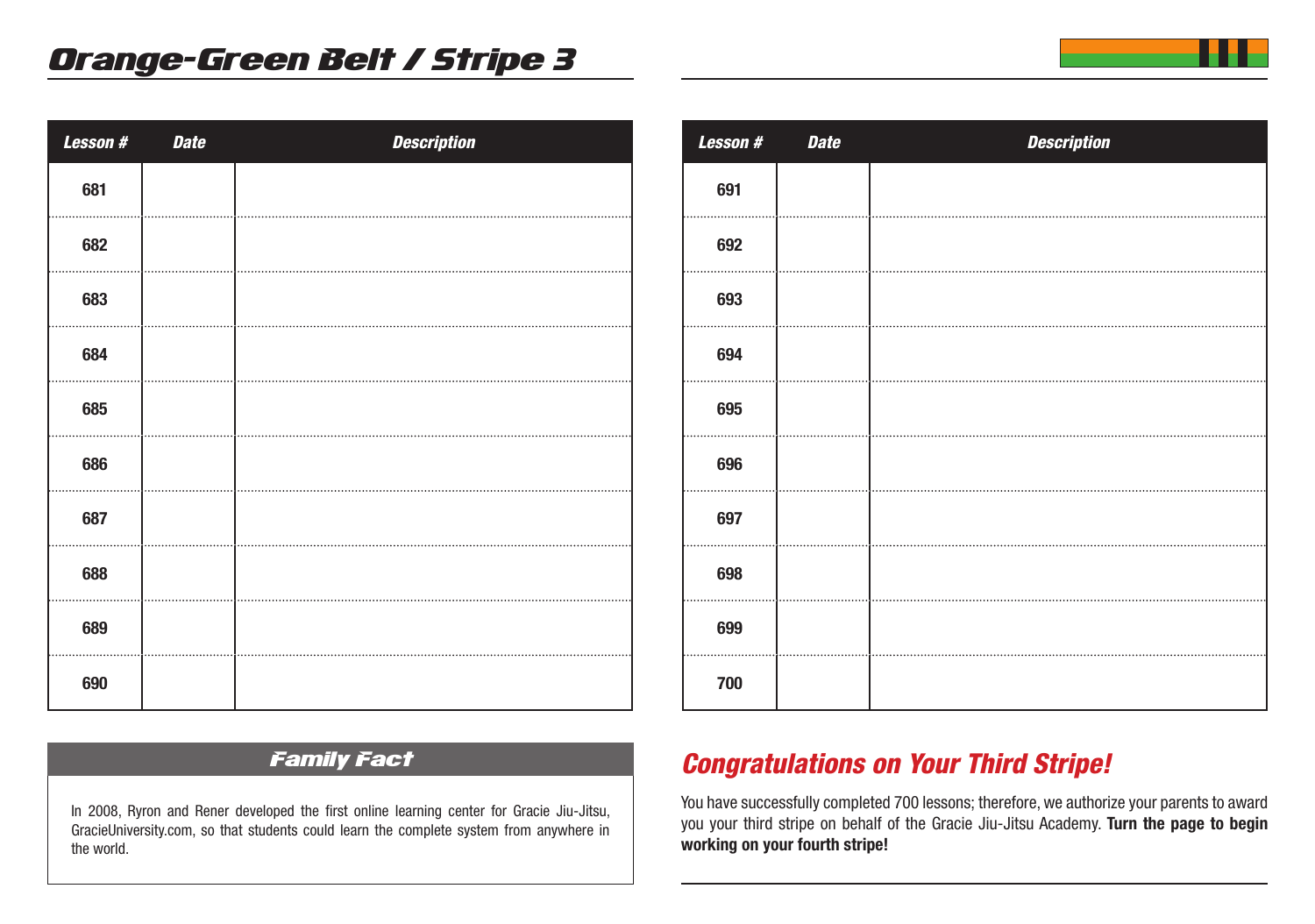# Orange-Green Belt / Stripe 3

| Lesson # | Date | Description |
|---|---|---|
| 681 | | |
| 682 | | |
| 683 | | |
| 684 | | |
| 685 | | |
| 686 | | |
| 687 | | |
| 688 | | |
| 689 | | |
| 690 | | |

| Lesson # | Date | Description |
|---|---|---|
| 691 | | |
| 692 | | |
| 693 | | |
| 694 | | |
| 695 | | |
| 696 | | |
| 697 | | |
| 698 | | |
| 699 | | |
| 700 | | |

### Family Fact

In 2008, Ryron and Rener developed the first online learning center for Gracie Jiu-Jitsu, GracieUniversity.com, so that students could learn the complete system from anywhere in the world.

## Congratulations on Your Third Stripe!

You have successfully completed 700 lessons; therefore, we authorize your parents to award you your third stripe on behalf of the Gracie Jiu-Jitsu Academy. **Turn the page to begin working on your fourth stripe!**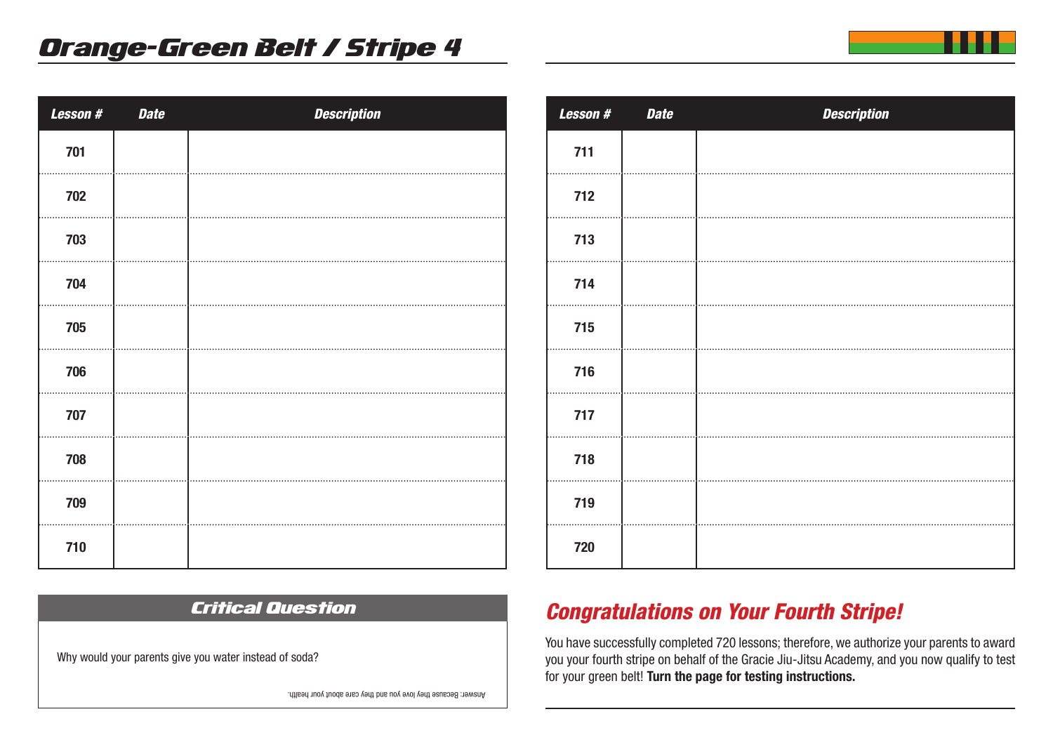# Orange-Green Belt / Stripe 4

| Lesson # | Date | Description |
|---|---|---|
| 701 | | |
| 702 | | |
| 703 | | |
| 704 | | |
| 705 | | |
| 706 | | |
| 707 | | |
| 708 | | |
| 709 | | |
| 710 | | |

| Lesson # | Date | Description |
|---|---|---|
| 711 | | |
| 712 | | |
| 713 | | |
| 714 | | |
| 715 | | |
| 716 | | |
| 717 | | |
| 718 | | |
| 719 | | |
| 720 | | |

## Critical Question

Why would your parents give you water instead of soda?

Answer: Because they love you and they care about your health.

## Congratulations on Your Fourth Stripe!

You have successfully completed 720 lessons; therefore, we authorize your parents to award you your fourth stripe on behalf of the Gracie Jiu-Jitsu Academy, and you now qualify to test for your green belt! **Turn the page for testing instructions.**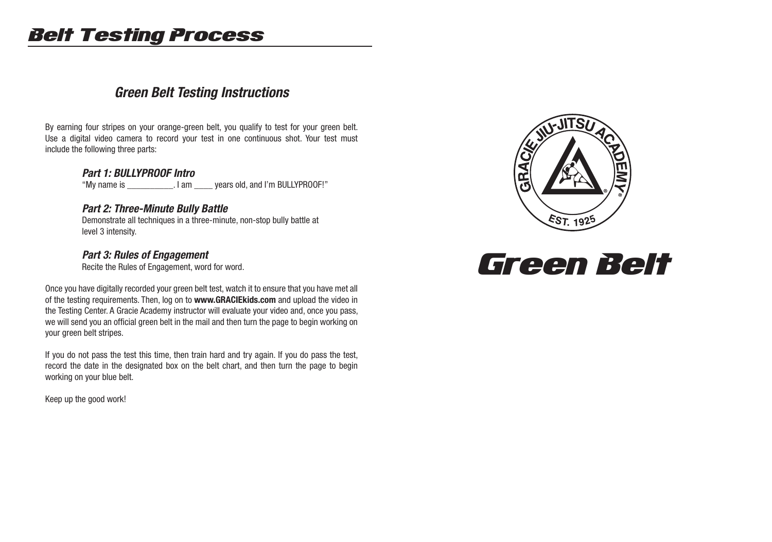# Belt Testing Process

## *Green Belt Testing Instructions*

By earning four stripes on your orange-green belt, you qualify to test for your green belt. Use a digital video camera to record your test in one continuous shot. Your test must include the following three parts:

### *Part 1: BULLYPROOF Intro*

"My name is ___________. I am ____ years old, and I'm BULLYPROOF!"

### *Part 2: Three-Minute Bully Battle*

Demonstrate all techniques in a three-minute, non-stop bully battle at level 3 intensity.

### *Part 3: Rules of Engagement*

Recite the Rules of Engagement, word for word.

Once you have digitally recorded your green belt test, watch it to ensure that you have met all of the testing requirements. Then, log on to **www.GRACIEkids.com** and upload the video in the Testing Center. A Gracie Academy instructor will evaluate your video and, once you pass, we will send you an official green belt in the mail and then turn the page to begin working on your green belt stripes.

If you do not pass the test this time, then train hard and try again. If you do pass the test, record the date in the designated box on the belt chart, and then turn the page to begin working on your blue belt.

Keep up the good work!

GRACIE JIU-JITSU ACADEMY®
EST. 1925

# Green Belt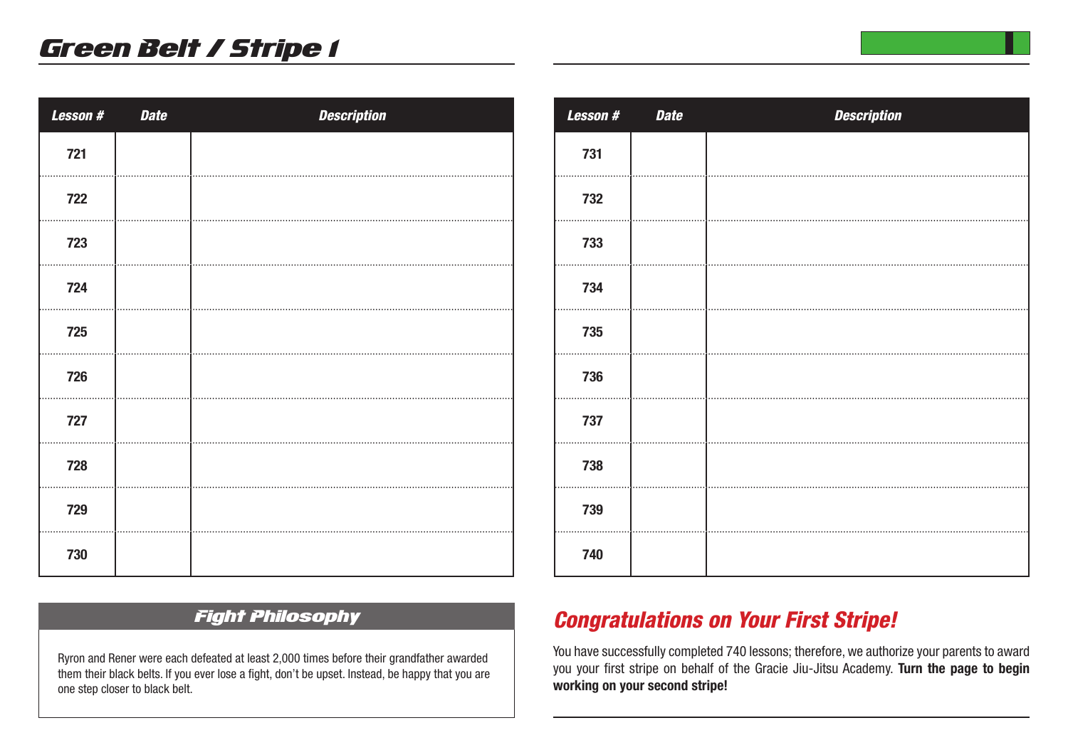# Green Belt / Stripe 1

| Lesson # | Date | Description |
|---|---|---|
| 721 | | |
| 722 | | |
| 723 | | |
| 724 | | |
| 725 | | |
| 726 | | |
| 727 | | |
| 728 | | |
| 729 | | |
| 730 | | |

| Lesson # | Date | Description |
|---|---|---|
| 731 | | |
| 732 | | |
| 733 | | |
| 734 | | |
| 735 | | |
| 736 | | |
| 737 | | |
| 738 | | |
| 739 | | |
| 740 | | |

## Fight Philosophy

Ryron and Rener were each defeated at least 2,000 times before their grandfather awarded them their black belts. If you ever lose a fight, don't be upset. Instead, be happy that you are one step closer to black belt.

## Congratulations on Your First Stripe!

You have successfully completed 740 lessons; therefore, we authorize your parents to award you your first stripe on behalf of the Gracie Jiu-Jitsu Academy. **Turn the page to begin working on your second stripe!**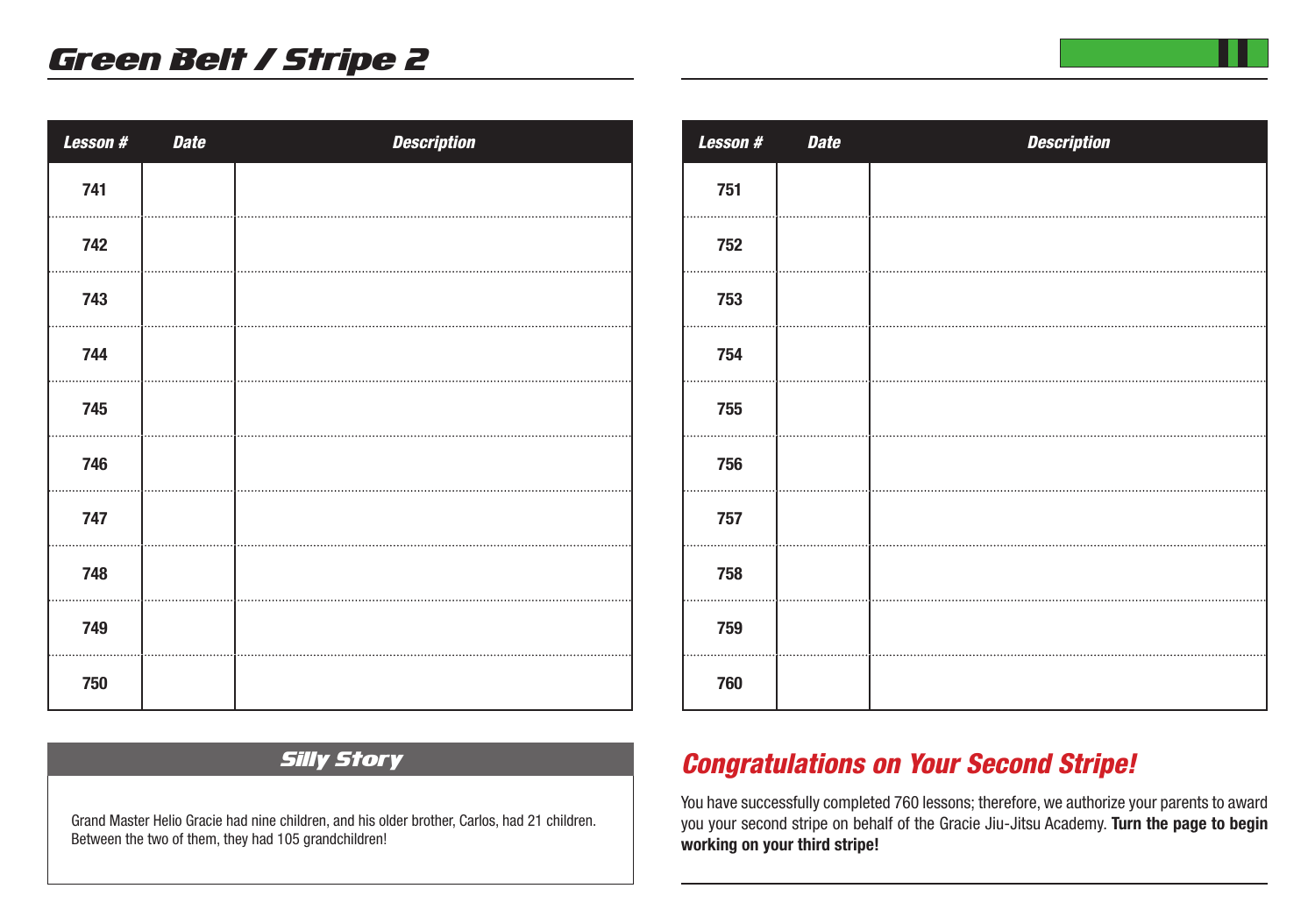# Green Belt / Stripe 2

| Lesson # | Date | Description |
|---|---|---|
| 741 | | |
| 742 | | |
| 743 | | |
| 744 | | |
| 745 | | |
| 746 | | |
| 747 | | |
| 748 | | |
| 749 | | |
| 750 | | |

| Lesson # | Date | Description |
|---|---|---|
| 751 | | |
| 752 | | |
| 753 | | |
| 754 | | |
| 755 | | |
| 756 | | |
| 757 | | |
| 758 | | |
| 759 | | |
| 760 | | |

### Silly Story

Grand Master Helio Gracie had nine children, and his older brother, Carlos, had 21 children. Between the two of them, they had 105 grandchildren!

## Congratulations on Your Second Stripe!

You have successfully completed 760 lessons; therefore, we authorize your parents to award you your second stripe on behalf of the Gracie Jiu-Jitsu Academy. **Turn the page to begin working on your third stripe!**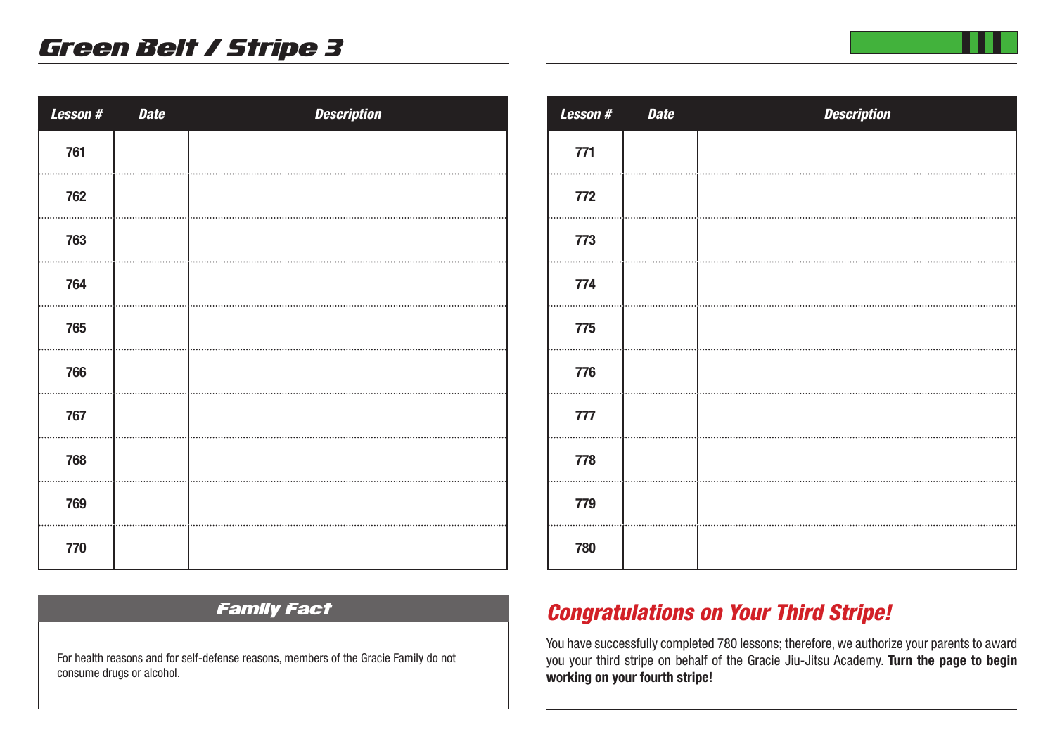# Green Belt / Stripe 3

| Lesson # | Date | Description |
|---|---|---|
| 761 | | |
| 762 | | |
| 763 | | |
| 764 | | |
| 765 | | |
| 766 | | |
| 767 | | |
| 768 | | |
| 769 | | |
| 770 | | |

| Lesson # | Date | Description |
|---|---|---|
| 771 | | |
| 772 | | |
| 773 | | |
| 774 | | |
| 775 | | |
| 776 | | |
| 777 | | |
| 778 | | |
| 779 | | |
| 780 | | |

### Family Fact

For health reasons and for self-defense reasons, members of the Gracie Family do not consume drugs or alcohol.

## Congratulations on Your Third Stripe!

You have successfully completed 780 lessons; therefore, we authorize your parents to award you your third stripe on behalf of the Gracie Jiu-Jitsu Academy. **Turn the page to begin working on your fourth stripe!**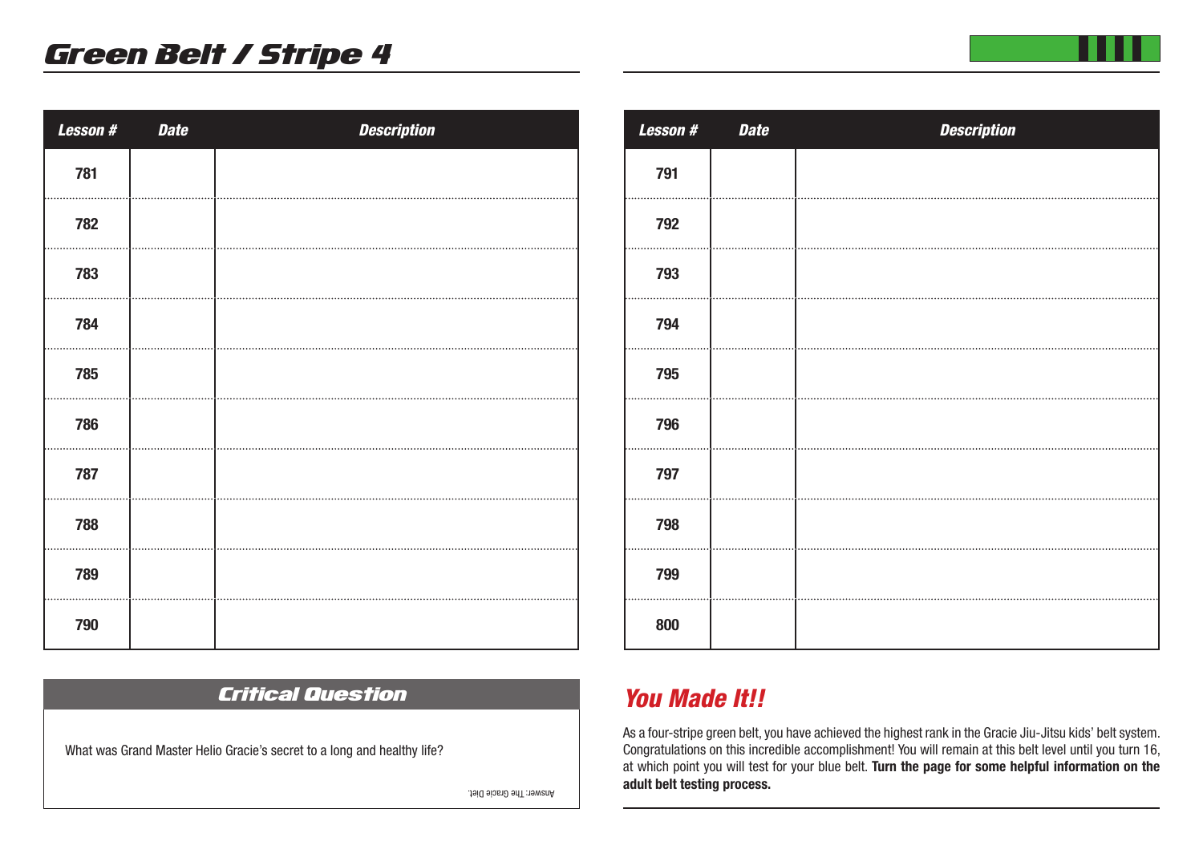# Green Belt / Stripe 4

| Lesson # | Date | Description |
|---|---|---|
| 781 | | |
| 782 | | |
| 783 | | |
| 784 | | |
| 785 | | |
| 786 | | |
| 787 | | |
| 788 | | |
| 789 | | |
| 790 | | |

| Lesson # | Date | Description |
|---|---|---|
| 791 | | |
| 792 | | |
| 793 | | |
| 794 | | |
| 795 | | |
| 796 | | |
| 797 | | |
| 798 | | |
| 799 | | |
| 800 | | |

## Critical Question

What was Grand Master Helio Gracie's secret to a long and healthy life?

Answer: The Gracie Diet.

## You Made It!!

As a four-stripe green belt, you have achieved the highest rank in the Gracie Jiu-Jitsu kids' belt system. Congratulations on this incredible accomplishment! You will remain at this belt level until you turn 16, at which point you will test for your blue belt. **Turn the page for some helpful information on the adult belt testing process.**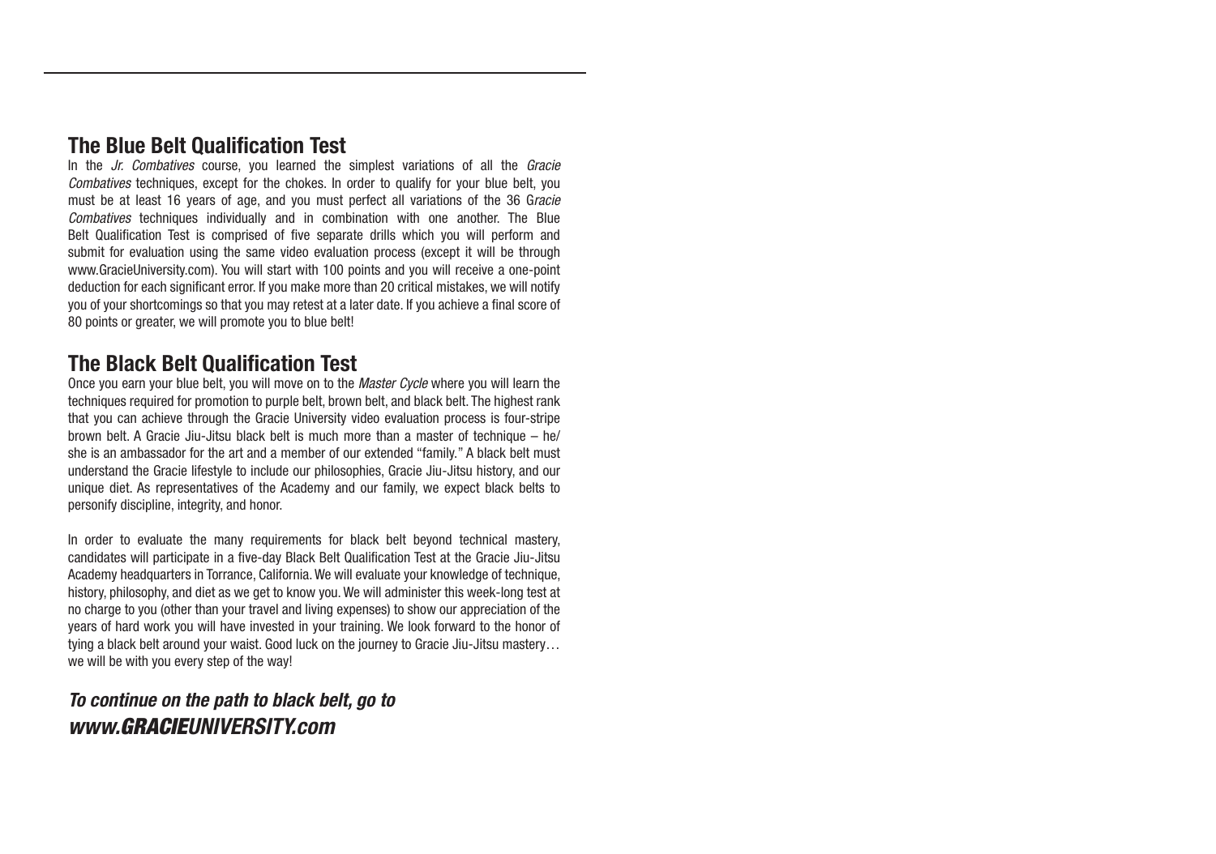## The Blue Belt Qualification Test

In the *Jr. Combatives* course, you learned the simplest variations of all the *Gracie Combatives* techniques, except for the chokes. In order to qualify for your blue belt, you must be at least 16 years of age, and you must perfect all variations of the 36 G*racie Combatives* techniques individually and in combination with one another. The Blue Belt Qualification Test is comprised of five separate drills which you will perform and submit for evaluation using the same video evaluation process (except it will be through www.GracieUniversity.com). You will start with 100 points and you will receive a one-point deduction for each significant error. If you make more than 20 critical mistakes, we will notify you of your shortcomings so that you may retest at a later date. If you achieve a final score of 80 points or greater, we will promote you to blue belt!

## The Black Belt Qualification Test

Once you earn your blue belt, you will move on to the *Master Cycle* where you will learn the techniques required for promotion to purple belt, brown belt, and black belt. The highest rank that you can achieve through the Gracie University video evaluation process is four-stripe brown belt. A Gracie Jiu-Jitsu black belt is much more than a master of technique – he/she is an ambassador for the art and a member of our extended "family." A black belt must understand the Gracie lifestyle to include our philosophies, Gracie Jiu-Jitsu history, and our unique diet. As representatives of the Academy and our family, we expect black belts to personify discipline, integrity, and honor.

In order to evaluate the many requirements for black belt beyond technical mastery, candidates will participate in a five-day Black Belt Qualification Test at the Gracie Jiu-Jitsu Academy headquarters in Torrance, California. We will evaluate your knowledge of technique, history, philosophy, and diet as we get to know you. We will administer this week-long test at no charge to you (other than your travel and living expenses) to show our appreciation of the years of hard work you will have invested in your training. We look forward to the honor of tying a black belt around your waist. Good luck on the journey to Gracie Jiu-Jitsu mastery… we will be with you every step of the way!

***To continue on the path to black belt, go to***
***www.GRACIEUNIVERSITY.com***